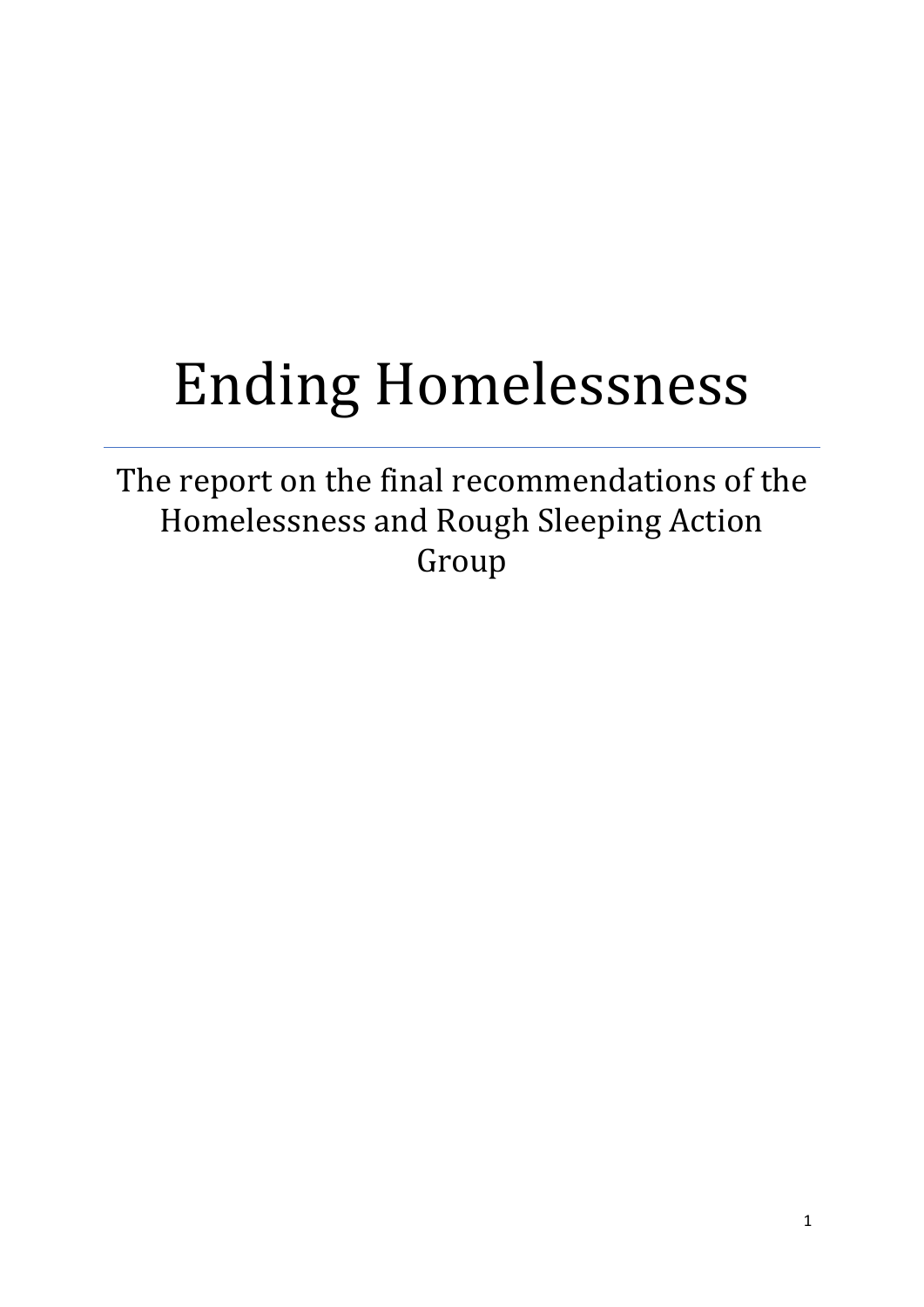# Ending Homelessness

---

The report on the final recommendations of the Homelessness and Rough Sleeping Action Group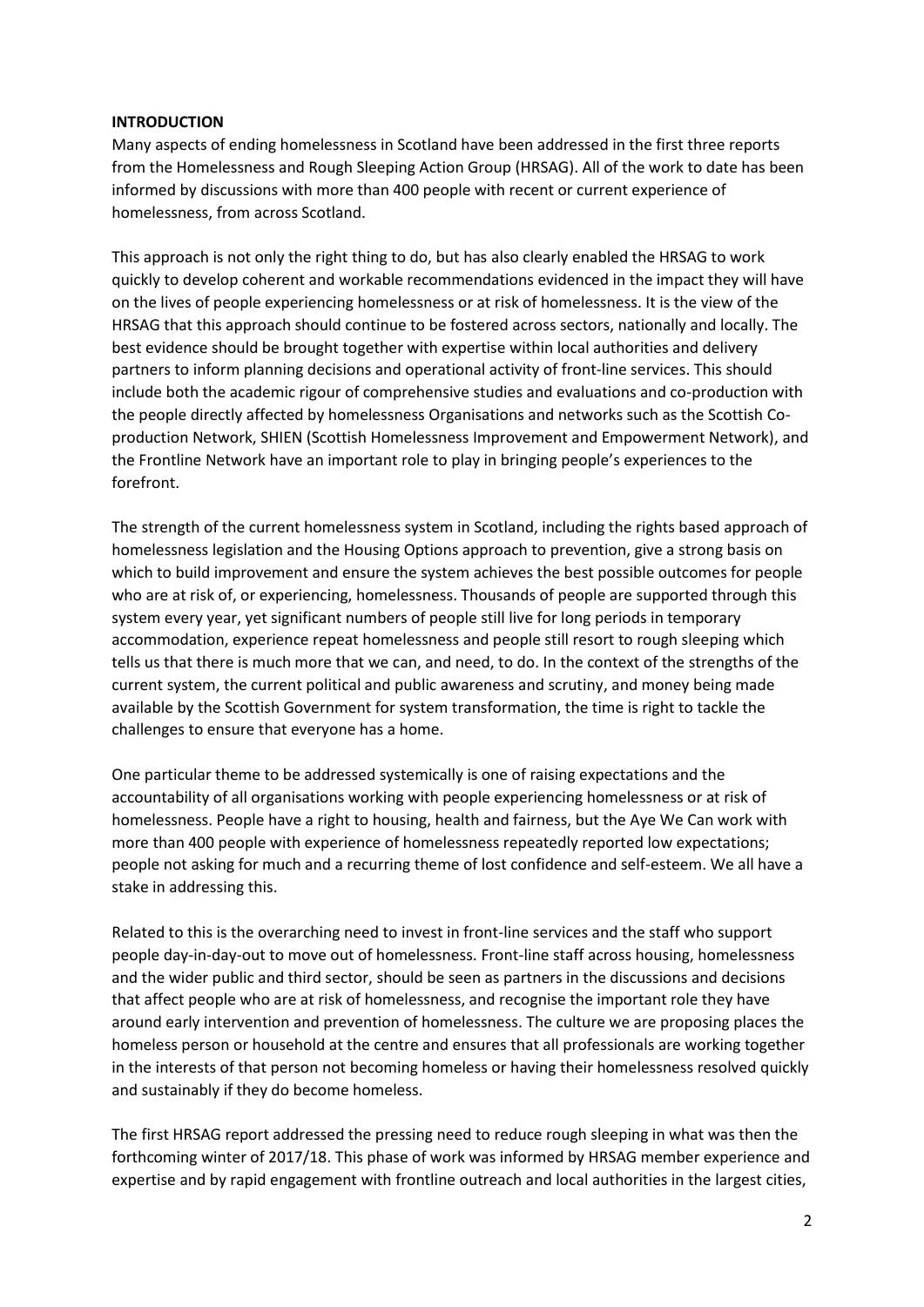**INTRODUCTION**

Many aspects of ending homelessness in Scotland have been addressed in the first three reports from the Homelessness and Rough Sleeping Action Group (HRSAG). All of the work to date has been informed by discussions with more than 400 people with recent or current experience of homelessness, from across Scotland.

This approach is not only the right thing to do, but has also clearly enabled the HRSAG to work quickly to develop coherent and workable recommendations evidenced in the impact they will have on the lives of people experiencing homelessness or at risk of homelessness. It is the view of the HRSAG that this approach should continue to be fostered across sectors, nationally and locally. The best evidence should be brought together with expertise within local authorities and delivery partners to inform planning decisions and operational activity of front-line services. This should include both the academic rigour of comprehensive studies and evaluations and co-production with the people directly affected by homelessness Organisations and networks such as the Scottish Co-production Network, SHIEN (Scottish Homelessness Improvement and Empowerment Network), and the Frontline Network have an important role to play in bringing people's experiences to the forefront.

The strength of the current homelessness system in Scotland, including the rights based approach of homelessness legislation and the Housing Options approach to prevention, give a strong basis on which to build improvement and ensure the system achieves the best possible outcomes for people who are at risk of, or experiencing, homelessness. Thousands of people are supported through this system every year, yet significant numbers of people still live for long periods in temporary accommodation, experience repeat homelessness and people still resort to rough sleeping which tells us that there is much more that we can, and need, to do. In the context of the strengths of the current system, the current political and public awareness and scrutiny, and money being made available by the Scottish Government for system transformation, the time is right to tackle the challenges to ensure that everyone has a home.

One particular theme to be addressed systemically is one of raising expectations and the accountability of all organisations working with people experiencing homelessness or at risk of homelessness. People have a right to housing, health and fairness, but the Aye We Can work with more than 400 people with experience of homelessness repeatedly reported low expectations; people not asking for much and a recurring theme of lost confidence and self-esteem. We all have a stake in addressing this.

Related to this is the overarching need to invest in front-line services and the staff who support people day-in-day-out to move out of homelessness. Front-line staff across housing, homelessness and the wider public and third sector, should be seen as partners in the discussions and decisions that affect people who are at risk of homelessness, and recognise the important role they have around early intervention and prevention of homelessness. The culture we are proposing places the homeless person or household at the centre and ensures that all professionals are working together in the interests of that person not becoming homeless or having their homelessness resolved quickly and sustainably if they do become homeless.

The first HRSAG report addressed the pressing need to reduce rough sleeping in what was then the forthcoming winter of 2017/18. This phase of work was informed by HRSAG member experience and expertise and by rapid engagement with frontline outreach and local authorities in the largest cities,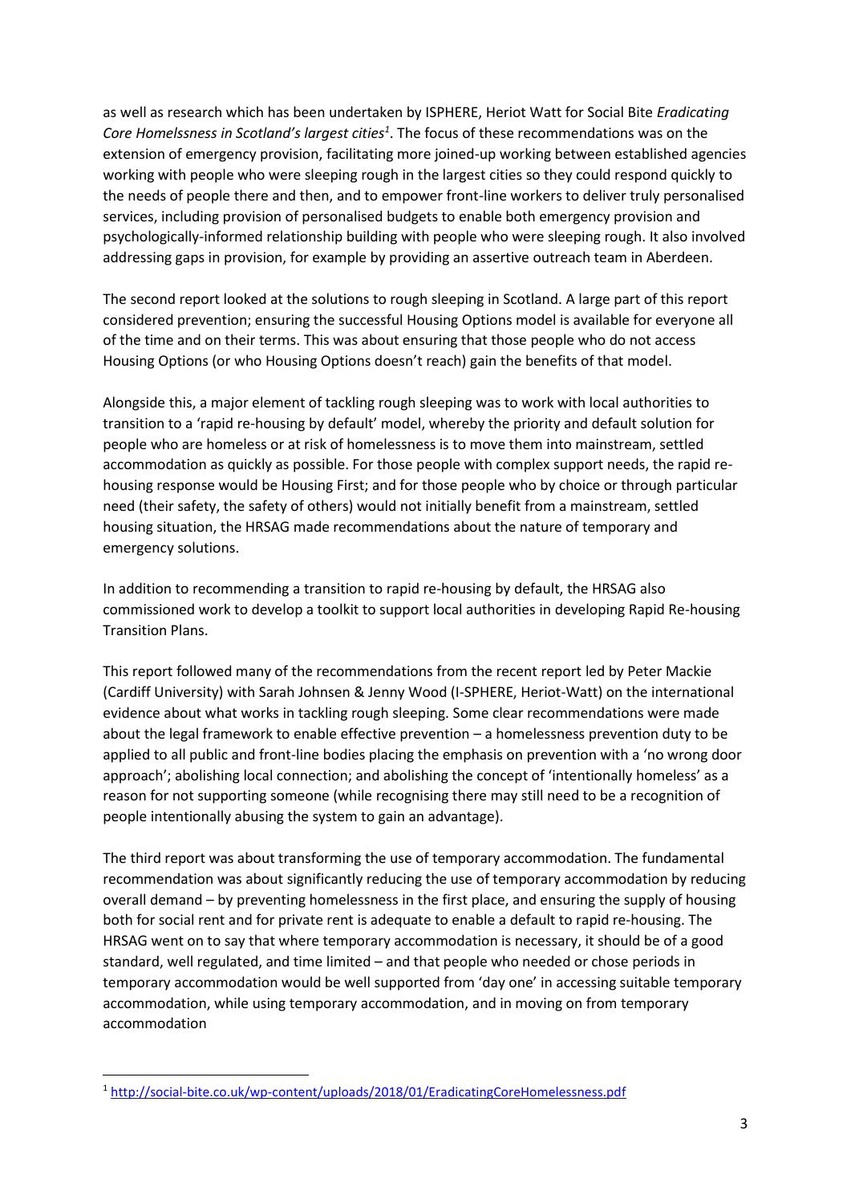as well as research which has been undertaken by ISPHERE, Heriot Watt for Social Bite *Eradicating Core Homelssness in Scotland's largest cities*[1]. The focus of these recommendations was on the extension of emergency provision, facilitating more joined-up working between established agencies working with people who were sleeping rough in the largest cities so they could respond quickly to the needs of people there and then, and to empower front-line workers to deliver truly personalised services, including provision of personalised budgets to enable both emergency provision and psychologically-informed relationship building with people who were sleeping rough. It also involved addressing gaps in provision, for example by providing an assertive outreach team in Aberdeen.

The second report looked at the solutions to rough sleeping in Scotland. A large part of this report considered prevention; ensuring the successful Housing Options model is available for everyone all of the time and on their terms. This was about ensuring that those people who do not access Housing Options (or who Housing Options doesn't reach) gain the benefits of that model.

Alongside this, a major element of tackling rough sleeping was to work with local authorities to transition to a 'rapid re-housing by default' model, whereby the priority and default solution for people who are homeless or at risk of homelessness is to move them into mainstream, settled accommodation as quickly as possible. For those people with complex support needs, the rapid re-housing response would be Housing First; and for those people who by choice or through particular need (their safety, the safety of others) would not initially benefit from a mainstream, settled housing situation, the HRSAG made recommendations about the nature of temporary and emergency solutions.

In addition to recommending a transition to rapid re-housing by default, the HRSAG also commissioned work to develop a toolkit to support local authorities in developing Rapid Re-housing Transition Plans.

This report followed many of the recommendations from the recent report led by Peter Mackie (Cardiff University) with Sarah Johnsen & Jenny Wood (I-SPHERE, Heriot-Watt) on the international evidence about what works in tackling rough sleeping. Some clear recommendations were made about the legal framework to enable effective prevention – a homelessness prevention duty to be applied to all public and front-line bodies placing the emphasis on prevention with a 'no wrong door approach'; abolishing local connection; and abolishing the concept of 'intentionally homeless' as a reason for not supporting someone (while recognising there may still need to be a recognition of people intentionally abusing the system to gain an advantage).

The third report was about transforming the use of temporary accommodation. The fundamental recommendation was about significantly reducing the use of temporary accommodation by reducing overall demand – by preventing homelessness in the first place, and ensuring the supply of housing both for social rent and for private rent is adequate to enable a default to rapid re-housing. The HRSAG went on to say that where temporary accommodation is necessary, it should be of a good standard, well regulated, and time limited – and that people who needed or chose periods in temporary accommodation would be well supported from 'day one' in accessing suitable temporary accommodation, while using temporary accommodation, and in moving on from temporary accommodation

---

[1] http://social-bite.co.uk/wp-content/uploads/2018/01/EradicatingCoreHomelessness.pdf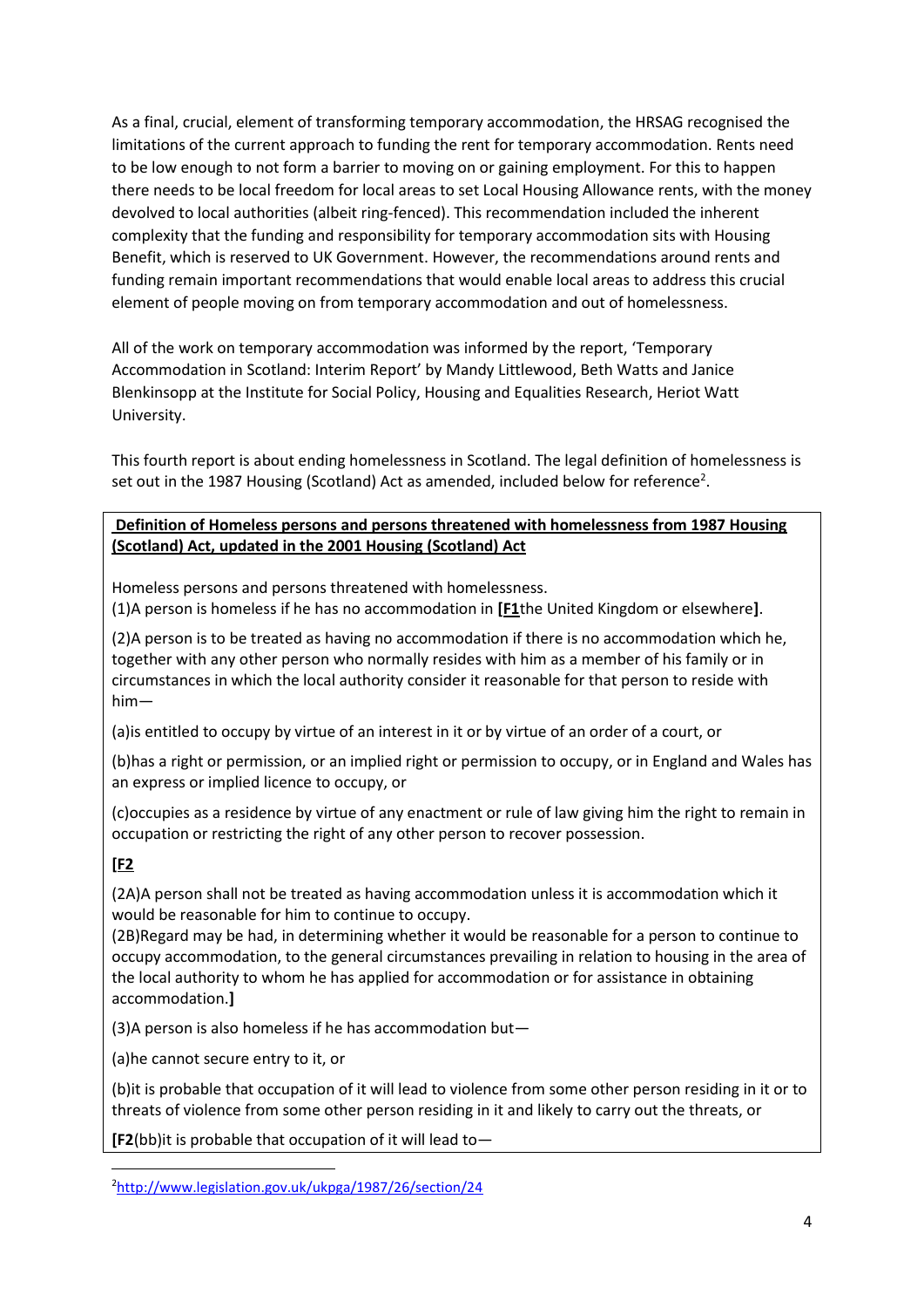As a final, crucial, element of transforming temporary accommodation, the HRSAG recognised the limitations of the current approach to funding the rent for temporary accommodation. Rents need to be low enough to not form a barrier to moving on or gaining employment. For this to happen there needs to be local freedom for local areas to set Local Housing Allowance rents, with the money devolved to local authorities (albeit ring-fenced). This recommendation included the inherent complexity that the funding and responsibility for temporary accommodation sits with Housing Benefit, which is reserved to UK Government. However, the recommendations around rents and funding remain important recommendations that would enable local areas to address this crucial element of people moving on from temporary accommodation and out of homelessness.

All of the work on temporary accommodation was informed by the report, 'Temporary Accommodation in Scotland: Interim Report' by Mandy Littlewood, Beth Watts and Janice Blenkinsopp at the Institute for Social Policy, Housing and Equalities Research, Heriot Watt University.

This fourth report is about ending homelessness in Scotland. The legal definition of homelessness is set out in the 1987 Housing (Scotland) Act as amended, included below for reference[2].

**Definition of Homeless persons and persons threatened with homelessness from 1987 Housing (Scotland) Act, updated in the 2001 Housing (Scotland) Act**

Homeless persons and persons threatened with homelessness.

(1)A person is homeless if he has no accommodation in **[F1**the United Kingdom or elsewhere**]**.

(2)A person is to be treated as having no accommodation if there is no accommodation which he, together with any other person who normally resides with him as a member of his family or in circumstances in which the local authority consider it reasonable for that person to reside with him—

(a)is entitled to occupy by virtue of an interest in it or by virtue of an order of a court, or

(b)has a right or permission, or an implied right or permission to occupy, or in England and Wales has an express or implied licence to occupy, or

(c)occupies as a residence by virtue of any enactment or rule of law giving him the right to remain in occupation or restricting the right of any other person to recover possession.

**[F2**

(2A)A person shall not be treated as having accommodation unless it is accommodation which it would be reasonable for him to continue to occupy.

(2B)Regard may be had, in determining whether it would be reasonable for a person to continue to occupy accommodation, to the general circumstances prevailing in relation to housing in the area of the local authority to whom he has applied for accommodation or for assistance in obtaining accommodation.**]**

(3)A person is also homeless if he has accommodation but—

(a)he cannot secure entry to it, or

(b)it is probable that occupation of it will lead to violence from some other person residing in it or to threats of violence from some other person residing in it and likely to carry out the threats, or

**[F2**(bb)it is probable that occupation of it will lead to—

[2] http://www.legislation.gov.uk/ukpga/1987/26/section/24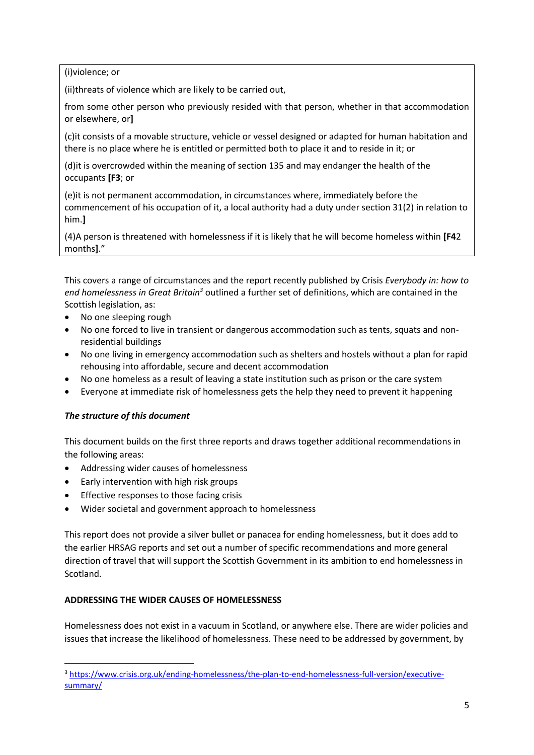(i)violence; or

(ii)threats of violence which are likely to be carried out,

from some other person who previously resided with that person, whether in that accommodation or elsewhere, or**]**

(c)it consists of a movable structure, vehicle or vessel designed or adapted for human habitation and there is no place where he is entitled or permitted both to place it and to reside in it; or

(d)it is overcrowded within the meaning of section 135 and may endanger the health of the occupants **[F3**; or

(e)it is not permanent accommodation, in circumstances where, immediately before the commencement of his occupation of it, a local authority had a duty under section 31(2) in relation to him.**]**

(4)A person is threatened with homelessness if it is likely that he will become homeless within **[F4**2 months**]**."

This covers a range of circumstances and the report recently published by Crisis *Everybody in: how to end homelessness in Great Britain*[3] outlined a further set of definitions, which are contained in the Scottish legislation, as:

- No one sleeping rough
- No one forced to live in transient or dangerous accommodation such as tents, squats and non-residential buildings
- No one living in emergency accommodation such as shelters and hostels without a plan for rapid rehousing into affordable, secure and decent accommodation
- No one homeless as a result of leaving a state institution such as prison or the care system
- Everyone at immediate risk of homelessness gets the help they need to prevent it happening

### *The structure of this document*

This document builds on the first three reports and draws together additional recommendations in the following areas:

- Addressing wider causes of homelessness
- Early intervention with high risk groups
- Effective responses to those facing crisis
- Wider societal and government approach to homelessness

This report does not provide a silver bullet or panacea for ending homelessness, but it does add to the earlier HRSAG reports and set out a number of specific recommendations and more general direction of travel that will support the Scottish Government in its ambition to end homelessness in Scotland.

## ADDRESSING THE WIDER CAUSES OF HOMELESSNESS

Homelessness does not exist in a vacuum in Scotland, or anywhere else. There are wider policies and issues that increase the likelihood of homelessness. These need to be addressed by government, by

[3] https://www.crisis.org.uk/ending-homelessness/the-plan-to-end-homelessness-full-version/executive-summary/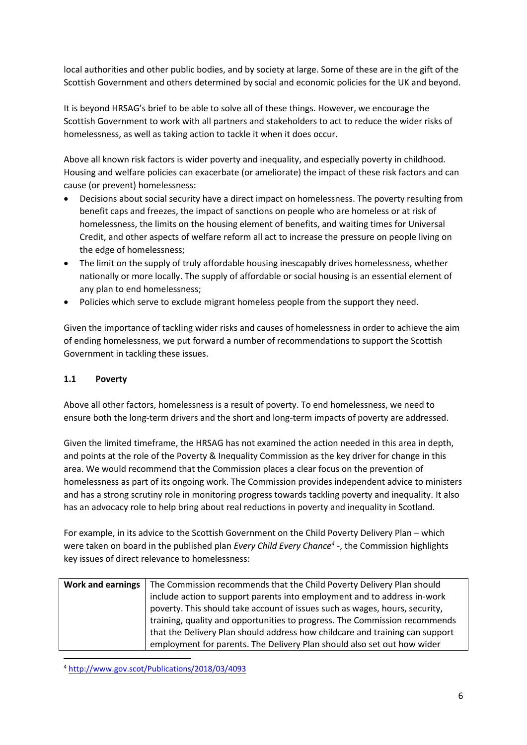local authorities and other public bodies, and by society at large. Some of these are in the gift of the Scottish Government and others determined by social and economic policies for the UK and beyond.

It is beyond HRSAG's brief to be able to solve all of these things. However, we encourage the Scottish Government to work with all partners and stakeholders to act to reduce the wider risks of homelessness, as well as taking action to tackle it when it does occur.

Above all known risk factors is wider poverty and inequality, and especially poverty in childhood. Housing and welfare policies can exacerbate (or ameliorate) the impact of these risk factors and can cause (or prevent) homelessness:

- Decisions about social security have a direct impact on homelessness. The poverty resulting from benefit caps and freezes, the impact of sanctions on people who are homeless or at risk of homelessness, the limits on the housing element of benefits, and waiting times for Universal Credit, and other aspects of welfare reform all act to increase the pressure on people living on the edge of homelessness;
- The limit on the supply of truly affordable housing inescapably drives homelessness, whether nationally or more locally. The supply of affordable or social housing is an essential element of any plan to end homelessness;
- Policies which serve to exclude migrant homeless people from the support they need.

Given the importance of tackling wider risks and causes of homelessness in order to achieve the aim of ending homelessness, we put forward a number of recommendations to support the Scottish Government in tackling these issues.

### 1.1 Poverty

Above all other factors, homelessness is a result of poverty. To end homelessness, we need to ensure both the long-term drivers and the short and long-term impacts of poverty are addressed.

Given the limited timeframe, the HRSAG has not examined the action needed in this area in depth, and points at the role of the Poverty & Inequality Commission as the key driver for change in this area. We would recommend that the Commission places a clear focus on the prevention of homelessness as part of its ongoing work. The Commission provides independent advice to ministers and has a strong scrutiny role in monitoring progress towards tackling poverty and inequality. It also has an advocacy role to help bring about real reductions in poverty and inequality in Scotland.

For example, in its advice to the Scottish Government on the Child Poverty Delivery Plan – which were taken on board in the published plan *Every Child Every Chance*[4] -, the Commission highlights key issues of direct relevance to homelessness:

| | |
|---|---|
| **Work and earnings** | The Commission recommends that the Child Poverty Delivery Plan should include action to support parents into employment and to address in-work poverty. This should take account of issues such as wages, hours, security, training, quality and opportunities to progress. The Commission recommends that the Delivery Plan should address how childcare and training can support employment for parents. The Delivery Plan should also set out how wider |

[4] http://www.gov.scot/Publications/2018/03/4093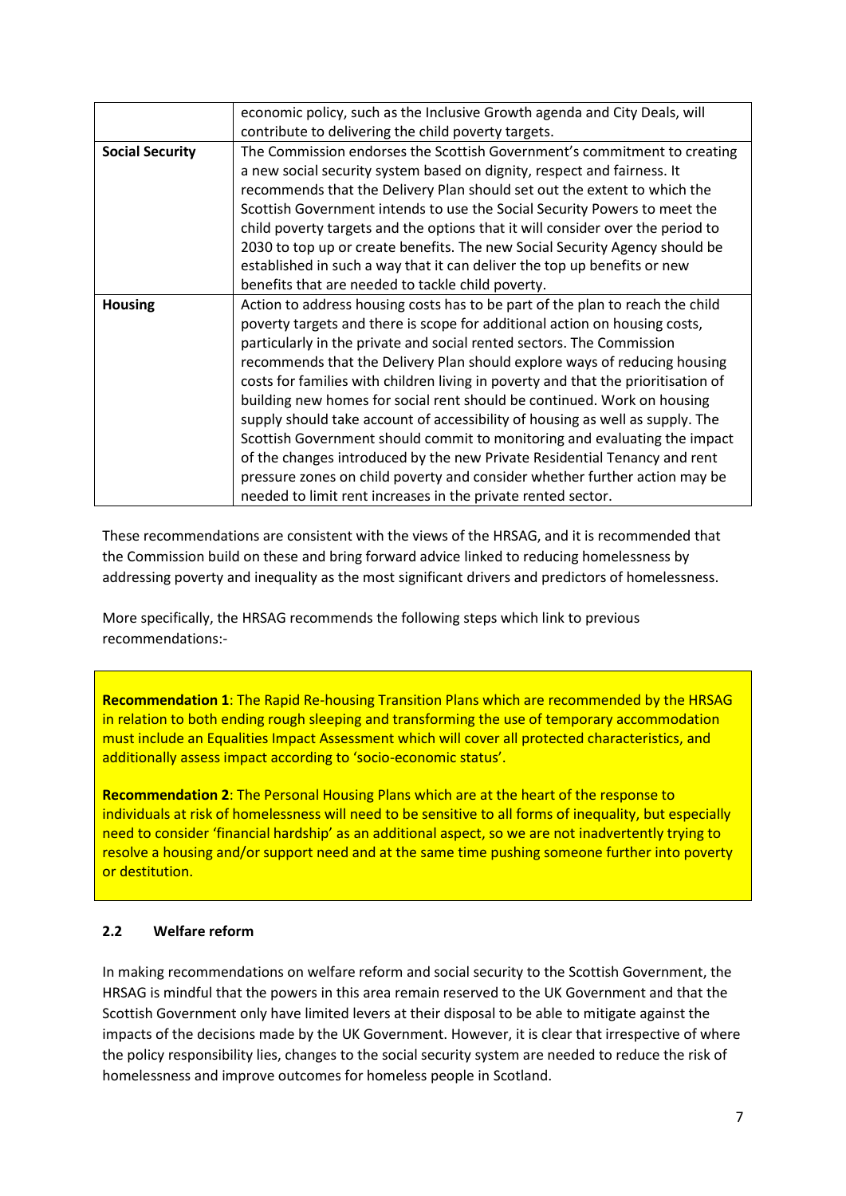| | |
|---|---|
| | economic policy, such as the Inclusive Growth agenda and City Deals, will contribute to delivering the child poverty targets. |
| **Social Security** | The Commission endorses the Scottish Government's commitment to creating a new social security system based on dignity, respect and fairness. It recommends that the Delivery Plan should set out the extent to which the Scottish Government intends to use the Social Security Powers to meet the child poverty targets and the options that it will consider over the period to 2030 to top up or create benefits. The new Social Security Agency should be established in such a way that it can deliver the top up benefits or new benefits that are needed to tackle child poverty. |
| **Housing** | Action to address housing costs has to be part of the plan to reach the child poverty targets and there is scope for additional action on housing costs, particularly in the private and social rented sectors. The Commission recommends that the Delivery Plan should explore ways of reducing housing costs for families with children living in poverty and that the prioritisation of building new homes for social rent should be continued. Work on housing supply should take account of accessibility of housing as well as supply. The Scottish Government should commit to monitoring and evaluating the impact of the changes introduced by the new Private Residential Tenancy and rent pressure zones on child poverty and consider whether further action may be needed to limit rent increases in the private rented sector. |

These recommendations are consistent with the views of the HRSAG, and it is recommended that the Commission build on these and bring forward advice linked to reducing homelessness by addressing poverty and inequality as the most significant drivers and predictors of homelessness.

More specifically, the HRSAG recommends the following steps which link to previous recommendations:-

**Recommendation 1**: The Rapid Re-housing Transition Plans which are recommended by the HRSAG in relation to both ending rough sleeping and transforming the use of temporary accommodation must include an Equalities Impact Assessment which will cover all protected characteristics, and additionally assess impact according to 'socio-economic status'.

**Recommendation 2**: The Personal Housing Plans which are at the heart of the response to individuals at risk of homelessness will need to be sensitive to all forms of inequality, but especially need to consider 'financial hardship' as an additional aspect, so we are not inadvertently trying to resolve a housing and/or support need and at the same time pushing someone further into poverty or destitution.

### 2.2 Welfare reform

In making recommendations on welfare reform and social security to the Scottish Government, the HRSAG is mindful that the powers in this area remain reserved to the UK Government and that the Scottish Government only have limited levers at their disposal to be able to mitigate against the impacts of the decisions made by the UK Government. However, it is clear that irrespective of where the policy responsibility lies, changes to the social security system are needed to reduce the risk of homelessness and improve outcomes for homeless people in Scotland.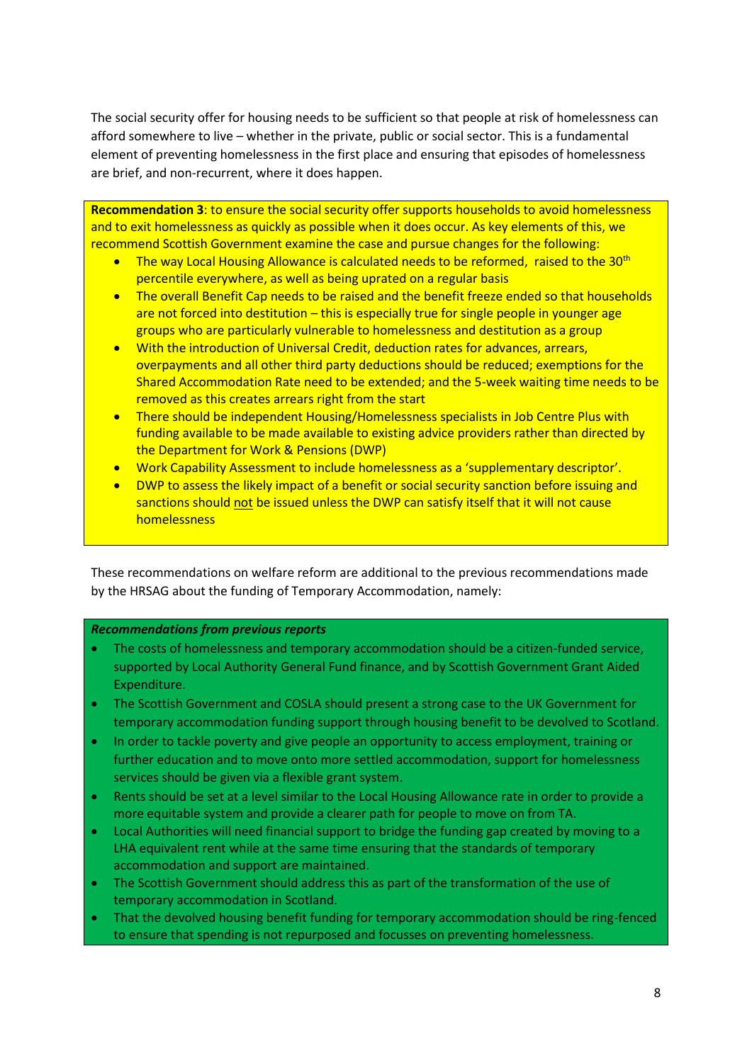The social security offer for housing needs to be sufficient so that people at risk of homelessness can afford somewhere to live – whether in the private, public or social sector. This is a fundamental element of preventing homelessness in the first place and ensuring that episodes of homelessness are brief, and non-recurrent, where it does happen.

**Recommendation 3**: to ensure the social security offer supports households to avoid homelessness and to exit homelessness as quickly as possible when it does occur. As key elements of this, we recommend Scottish Government examine the case and pursue changes for the following:

- The way Local Housing Allowance is calculated needs to be reformed, raised to the 30th percentile everywhere, as well as being uprated on a regular basis
- The overall Benefit Cap needs to be raised and the benefit freeze ended so that households are not forced into destitution – this is especially true for single people in younger age groups who are particularly vulnerable to homelessness and destitution as a group
- With the introduction of Universal Credit, deduction rates for advances, arrears, overpayments and all other third party deductions should be reduced; exemptions for the Shared Accommodation Rate need to be extended; and the 5-week waiting time needs to be removed as this creates arrears right from the start
- There should be independent Housing/Homelessness specialists in Job Centre Plus with funding available to be made available to existing advice providers rather than directed by the Department for Work & Pensions (DWP)
- Work Capability Assessment to include homelessness as a 'supplementary descriptor'.
- DWP to assess the likely impact of a benefit or social security sanction before issuing and sanctions should not be issued unless the DWP can satisfy itself that it will not cause homelessness

These recommendations on welfare reform are additional to the previous recommendations made by the HRSAG about the funding of Temporary Accommodation, namely:

***Recommendations from previous reports***

- The costs of homelessness and temporary accommodation should be a citizen-funded service, supported by Local Authority General Fund finance, and by Scottish Government Grant Aided Expenditure.
- The Scottish Government and COSLA should present a strong case to the UK Government for temporary accommodation funding support through housing benefit to be devolved to Scotland.
- In order to tackle poverty and give people an opportunity to access employment, training or further education and to move onto more settled accommodation, support for homelessness services should be given via a flexible grant system.
- Rents should be set at a level similar to the Local Housing Allowance rate in order to provide a more equitable system and provide a clearer path for people to move on from TA.
- Local Authorities will need financial support to bridge the funding gap created by moving to a LHA equivalent rent while at the same time ensuring that the standards of temporary accommodation and support are maintained.
- The Scottish Government should address this as part of the transformation of the use of temporary accommodation in Scotland.
- That the devolved housing benefit funding for temporary accommodation should be ring-fenced to ensure that spending is not repurposed and focusses on preventing homelessness.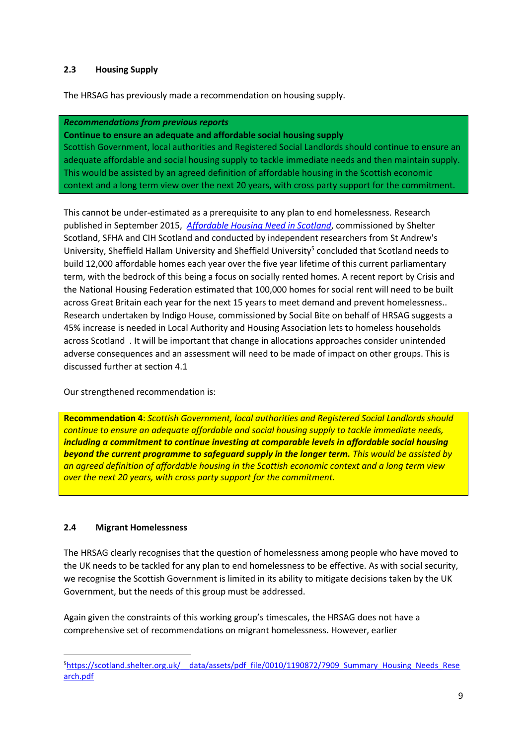### 2.3 Housing Supply

The HRSAG has previously made a recommendation on housing supply.

> ***Recommendations from previous reports***
> **Continue to ensure an adequate and affordable social housing supply**
> Scottish Government, local authorities and Registered Social Landlords should continue to ensure an adequate affordable and social housing supply to tackle immediate needs and then maintain supply. This would be assisted by an agreed definition of affordable housing in the Scottish economic context and a long term view over the next 20 years, with cross party support for the commitment.

This cannot be under-estimated as a prerequisite to any plan to end homelessness. Research published in September 2015, *[Affordable Housing Need in Scotland](https://scotland.shelter.org.uk/__data/assets/pdf_file/0010/1190872/7909_Summary_Housing_Needs_Research.pdf)*, commissioned by Shelter Scotland, SFHA and CIH Scotland and conducted by independent researchers from St Andrew's University, Sheffield Hallam University and Sheffield University[5] concluded that Scotland needs to build 12,000 affordable homes each year over the five year lifetime of this current parliamentary term, with the bedrock of this being a focus on socially rented homes. A recent report by Crisis and the National Housing Federation estimated that 100,000 homes for social rent will need to be built across Great Britain each year for the next 15 years to meet demand and prevent homelessness.. Research undertaken by Indigo House, commissioned by Social Bite on behalf of HRSAG suggests a 45% increase is needed in Local Authority and Housing Association lets to homeless households across Scotland . It will be important that change in allocations approaches consider unintended adverse consequences and an assessment will need to be made of impact on other groups. This is discussed further at section 4.1

Our strengthened recommendation is:

> **Recommendation 4**: *Scottish Government, local authorities and Registered Social Landlords should continue to ensure an adequate affordable and social housing supply to tackle immediate needs, **including a commitment to continue investing at comparable levels in affordable social housing beyond the current programme to safeguard supply in the longer term.** This would be assisted by an agreed definition of affordable housing in the Scottish economic context and a long term view over the next 20 years, with cross party support for the commitment.*

### 2.4 Migrant Homelessness

The HRSAG clearly recognises that the question of homelessness among people who have moved to the UK needs to be tackled for any plan to end homelessness to be effective. As with social security, we recognise the Scottish Government is limited in its ability to mitigate decisions taken by the UK Government, but the needs of this group must be addressed.

Again given the constraints of this working group's timescales, the HRSAG does not have a comprehensive set of recommendations on migrant homelessness. However, earlier

[5] https://scotland.shelter.org.uk/__data/assets/pdf_file/0010/1190872/7909_Summary_Housing_Needs_Research.pdf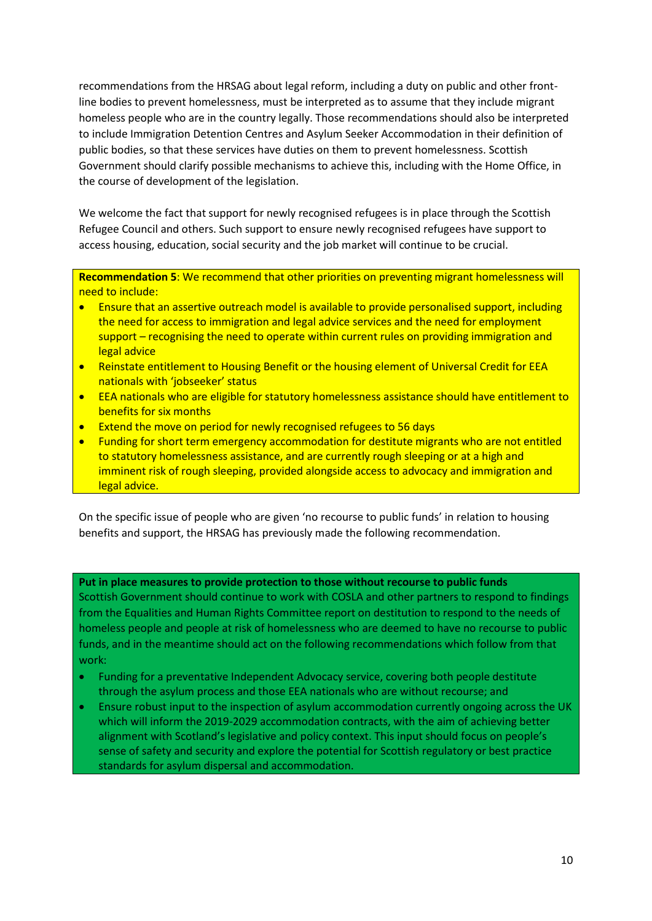recommendations from the HRSAG about legal reform, including a duty on public and other front-line bodies to prevent homelessness, must be interpreted as to assume that they include migrant homeless people who are in the country legally. Those recommendations should also be interpreted to include Immigration Detention Centres and Asylum Seeker Accommodation in their definition of public bodies, so that these services have duties on them to prevent homelessness. Scottish Government should clarify possible mechanisms to achieve this, including with the Home Office, in the course of development of the legislation.

We welcome the fact that support for newly recognised refugees is in place through the Scottish Refugee Council and others. Such support to ensure newly recognised refugees have support to access housing, education, social security and the job market will continue to be crucial.

**Recommendation 5**: We recommend that other priorities on preventing migrant homelessness will need to include:

- Ensure that an assertive outreach model is available to provide personalised support, including the need for access to immigration and legal advice services and the need for employment support – recognising the need to operate within current rules on providing immigration and legal advice
- Reinstate entitlement to Housing Benefit or the housing element of Universal Credit for EEA nationals with 'jobseeker' status
- EEA nationals who are eligible for statutory homelessness assistance should have entitlement to benefits for six months
- Extend the move on period for newly recognised refugees to 56 days
- Funding for short term emergency accommodation for destitute migrants who are not entitled to statutory homelessness assistance, and are currently rough sleeping or at a high and imminent risk of rough sleeping, provided alongside access to advocacy and immigration and legal advice.

On the specific issue of people who are given 'no recourse to public funds' in relation to housing benefits and support, the HRSAG has previously made the following recommendation.

**Put in place measures to provide protection to those without recourse to public funds**

Scottish Government should continue to work with COSLA and other partners to respond to findings from the Equalities and Human Rights Committee report on destitution to respond to the needs of homeless people and people at risk of homelessness who are deemed to have no recourse to public funds, and in the meantime should act on the following recommendations which follow from that work:

- Funding for a preventative Independent Advocacy service, covering both people destitute through the asylum process and those EEA nationals who are without recourse; and
- Ensure robust input to the inspection of asylum accommodation currently ongoing across the UK which will inform the 2019-2029 accommodation contracts, with the aim of achieving better alignment with Scotland's legislative and policy context. This input should focus on people's sense of safety and security and explore the potential for Scottish regulatory or best practice standards for asylum dispersal and accommodation.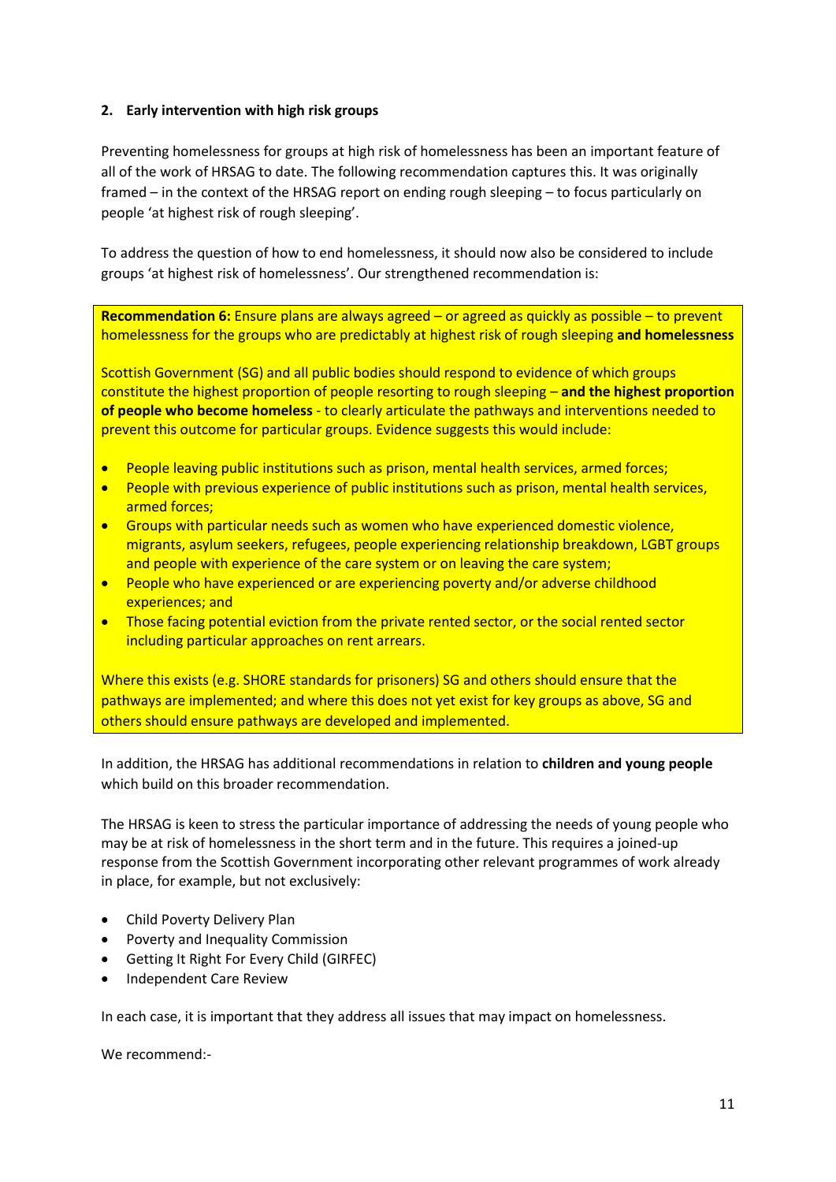## 2. Early intervention with high risk groups

Preventing homelessness for groups at high risk of homelessness has been an important feature of all of the work of HRSAG to date. The following recommendation captures this. It was originally framed – in the context of the HRSAG report on ending rough sleeping – to focus particularly on people 'at highest risk of rough sleeping'.

To address the question of how to end homelessness, it should now also be considered to include groups 'at highest risk of homelessness'. Our strengthened recommendation is:

**Recommendation 6:** Ensure plans are always agreed – or agreed as quickly as possible – to prevent homelessness for the groups who are predictably at highest risk of rough sleeping **and homelessness**

Scottish Government (SG) and all public bodies should respond to evidence of which groups constitute the highest proportion of people resorting to rough sleeping – **and the highest proportion of people who become homeless** - to clearly articulate the pathways and interventions needed to prevent this outcome for particular groups. Evidence suggests this would include:

- People leaving public institutions such as prison, mental health services, armed forces;
- People with previous experience of public institutions such as prison, mental health services, armed forces;
- Groups with particular needs such as women who have experienced domestic violence, migrants, asylum seekers, refugees, people experiencing relationship breakdown, LGBT groups and people with experience of the care system or on leaving the care system;
- People who have experienced or are experiencing poverty and/or adverse childhood experiences; and
- Those facing potential eviction from the private rented sector, or the social rented sector including particular approaches on rent arrears.

Where this exists (e.g. SHORE standards for prisoners) SG and others should ensure that the pathways are implemented; and where this does not yet exist for key groups as above, SG and others should ensure pathways are developed and implemented.

In addition, the HRSAG has additional recommendations in relation to **children and young people** which build on this broader recommendation.

The HRSAG is keen to stress the particular importance of addressing the needs of young people who may be at risk of homelessness in the short term and in the future. This requires a joined-up response from the Scottish Government incorporating other relevant programmes of work already in place, for example, but not exclusively:

- Child Poverty Delivery Plan
- Poverty and Inequality Commission
- Getting It Right For Every Child (GIRFEC)
- Independent Care Review

In each case, it is important that they address all issues that may impact on homelessness.

We recommend:-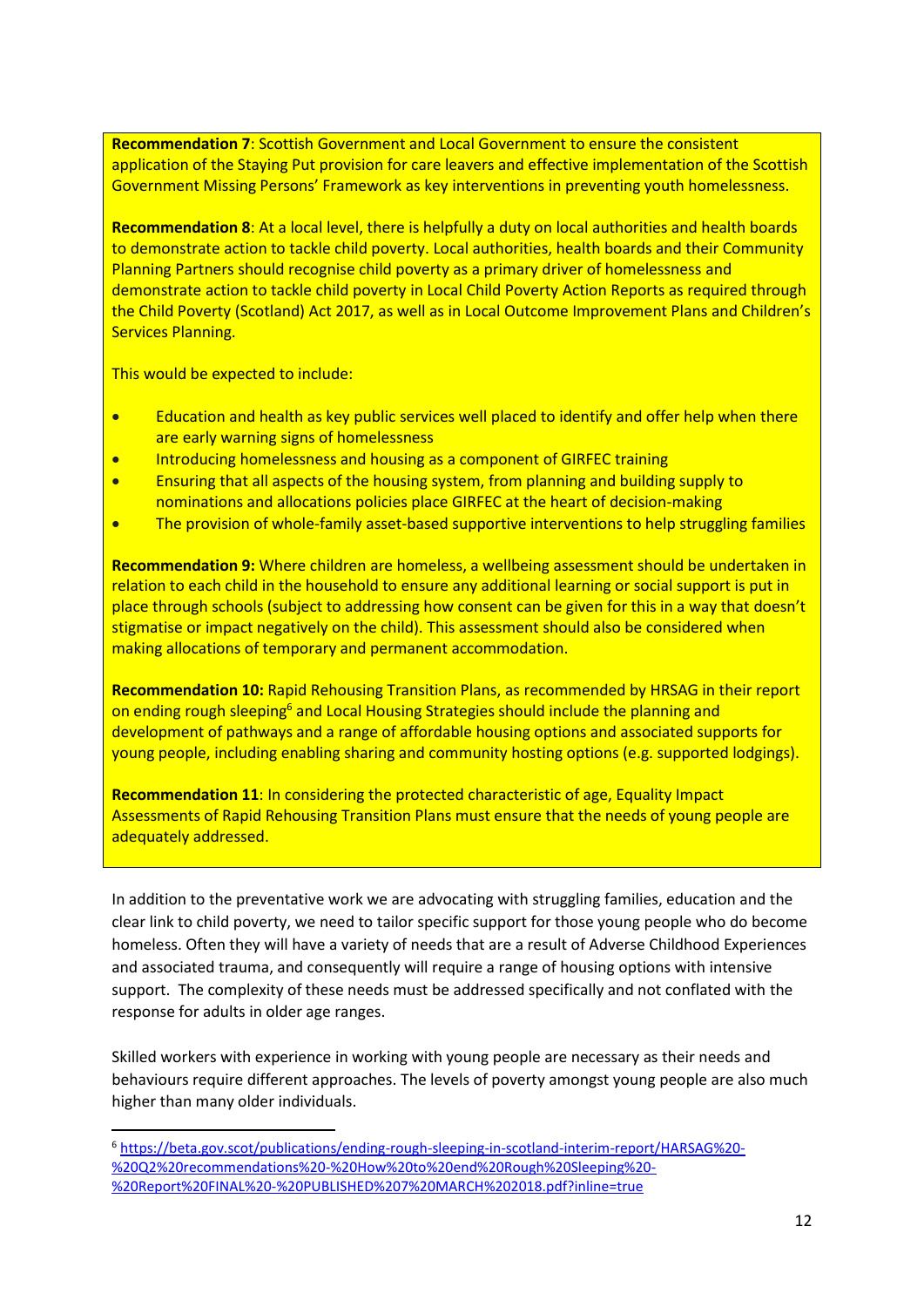**Recommendation 7**: Scottish Government and Local Government to ensure the consistent application of the Staying Put provision for care leavers and effective implementation of the Scottish Government Missing Persons' Framework as key interventions in preventing youth homelessness.

**Recommendation 8**: At a local level, there is helpfully a duty on local authorities and health boards to demonstrate action to tackle child poverty. Local authorities, health boards and their Community Planning Partners should recognise child poverty as a primary driver of homelessness and demonstrate action to tackle child poverty in Local Child Poverty Action Reports as required through the Child Poverty (Scotland) Act 2017, as well as in Local Outcome Improvement Plans and Children's Services Planning.

This would be expected to include:

- Education and health as key public services well placed to identify and offer help when there are early warning signs of homelessness
- Introducing homelessness and housing as a component of GIRFEC training
- Ensuring that all aspects of the housing system, from planning and building supply to nominations and allocations policies place GIRFEC at the heart of decision-making
- The provision of whole-family asset-based supportive interventions to help struggling families

**Recommendation 9:** Where children are homeless, a wellbeing assessment should be undertaken in relation to each child in the household to ensure any additional learning or social support is put in place through schools (subject to addressing how consent can be given for this in a way that doesn't stigmatise or impact negatively on the child). This assessment should also be considered when making allocations of temporary and permanent accommodation.

**Recommendation 10:** Rapid Rehousing Transition Plans, as recommended by HRSAG in their report on ending rough sleeping[6] and Local Housing Strategies should include the planning and development of pathways and a range of affordable housing options and associated supports for young people, including enabling sharing and community hosting options (e.g. supported lodgings).

**Recommendation 11**: In considering the protected characteristic of age, Equality Impact Assessments of Rapid Rehousing Transition Plans must ensure that the needs of young people are adequately addressed.

In addition to the preventative work we are advocating with struggling families, education and the clear link to child poverty, we need to tailor specific support for those young people who do become homeless. Often they will have a variety of needs that are a result of Adverse Childhood Experiences and associated trauma, and consequently will require a range of housing options with intensive support. The complexity of these needs must be addressed specifically and not conflated with the response for adults in older age ranges.

Skilled workers with experience in working with young people are necessary as their needs and behaviours require different approaches. The levels of poverty amongst young people are also much higher than many older individuals.

---

[6] https://beta.gov.scot/publications/ending-rough-sleeping-in-scotland-interim-report/HARSAG%20-%20Q2%20recommendations%20-%20How%20to%20end%20Rough%20Sleeping%20-%20Report%20FINAL%20-%20PUBLISHED%207%20MARCH%202018.pdf?inline=true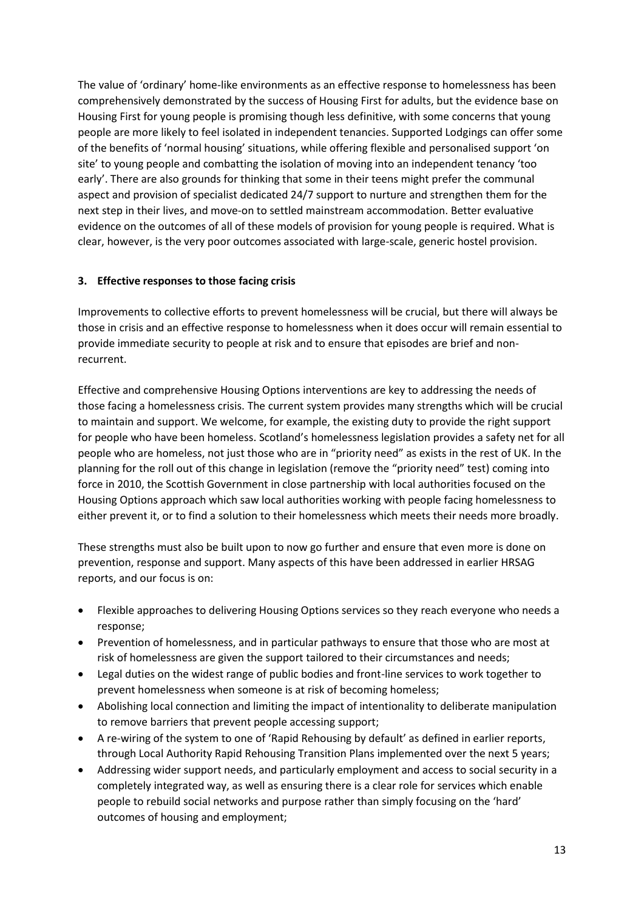The value of 'ordinary' home-like environments as an effective response to homelessness has been comprehensively demonstrated by the success of Housing First for adults, but the evidence base on Housing First for young people is promising though less definitive, with some concerns that young people are more likely to feel isolated in independent tenancies. Supported Lodgings can offer some of the benefits of 'normal housing' situations, while offering flexible and personalised support 'on site' to young people and combatting the isolation of moving into an independent tenancy 'too early'. There are also grounds for thinking that some in their teens might prefer the communal aspect and provision of specialist dedicated 24/7 support to nurture and strengthen them for the next step in their lives, and move-on to settled mainstream accommodation. Better evaluative evidence on the outcomes of all of these models of provision for young people is required. What is clear, however, is the very poor outcomes associated with large-scale, generic hostel provision.

### 3. Effective responses to those facing crisis

Improvements to collective efforts to prevent homelessness will be crucial, but there will always be those in crisis and an effective response to homelessness when it does occur will remain essential to provide immediate security to people at risk and to ensure that episodes are brief and non-recurrent.

Effective and comprehensive Housing Options interventions are key to addressing the needs of those facing a homelessness crisis. The current system provides many strengths which will be crucial to maintain and support. We welcome, for example, the existing duty to provide the right support for people who have been homeless. Scotland's homelessness legislation provides a safety net for all people who are homeless, not just those who are in "priority need" as exists in the rest of UK. In the planning for the roll out of this change in legislation (remove the "priority need" test) coming into force in 2010, the Scottish Government in close partnership with local authorities focused on the Housing Options approach which saw local authorities working with people facing homelessness to either prevent it, or to find a solution to their homelessness which meets their needs more broadly.

These strengths must also be built upon to now go further and ensure that even more is done on prevention, response and support. Many aspects of this have been addressed in earlier HRSAG reports, and our focus is on:

- Flexible approaches to delivering Housing Options services so they reach everyone who needs a response;
- Prevention of homelessness, and in particular pathways to ensure that those who are most at risk of homelessness are given the support tailored to their circumstances and needs;
- Legal duties on the widest range of public bodies and front-line services to work together to prevent homelessness when someone is at risk of becoming homeless;
- Abolishing local connection and limiting the impact of intentionality to deliberate manipulation to remove barriers that prevent people accessing support;
- A re-wiring of the system to one of 'Rapid Rehousing by default' as defined in earlier reports, through Local Authority Rapid Rehousing Transition Plans implemented over the next 5 years;
- Addressing wider support needs, and particularly employment and access to social security in a completely integrated way, as well as ensuring there is a clear role for services which enable people to rebuild social networks and purpose rather than simply focusing on the 'hard' outcomes of housing and employment;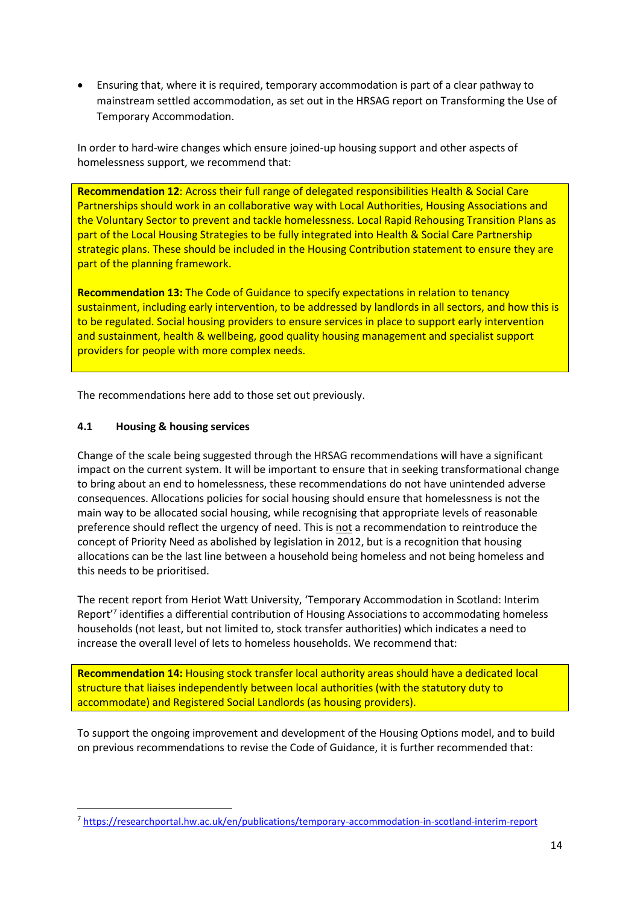- Ensuring that, where it is required, temporary accommodation is part of a clear pathway to mainstream settled accommodation, as set out in the HRSAG report on Transforming the Use of Temporary Accommodation.

In order to hard-wire changes which ensure joined-up housing support and other aspects of homelessness support, we recommend that:

**Recommendation 12**: Across their full range of delegated responsibilities Health & Social Care Partnerships should work in an collaborative way with Local Authorities, Housing Associations and the Voluntary Sector to prevent and tackle homelessness. Local Rapid Rehousing Transition Plans as part of the Local Housing Strategies to be fully integrated into Health & Social Care Partnership strategic plans. These should be included in the Housing Contribution statement to ensure they are part of the planning framework.

**Recommendation 13:** The Code of Guidance to specify expectations in relation to tenancy sustainment, including early intervention, to be addressed by landlords in all sectors, and how this is to be regulated. Social housing providers to ensure services in place to support early intervention and sustainment, health & wellbeing, good quality housing management and specialist support providers for people with more complex needs.

The recommendations here add to those set out previously.

### 4.1 Housing & housing services

Change of the scale being suggested through the HRSAG recommendations will have a significant impact on the current system. It will be important to ensure that in seeking transformational change to bring about an end to homelessness, these recommendations do not have unintended adverse consequences. Allocations policies for social housing should ensure that homelessness is not the main way to be allocated social housing, while recognising that appropriate levels of reasonable preference should reflect the urgency of need. This is not a recommendation to reintroduce the concept of Priority Need as abolished by legislation in 2012, but is a recognition that housing allocations can be the last line between a household being homeless and not being homeless and this needs to be prioritised.

The recent report from Heriot Watt University, 'Temporary Accommodation in Scotland: Interim Report'[7] identifies a differential contribution of Housing Associations to accommodating homeless households (not least, but not limited to, stock transfer authorities) which indicates a need to increase the overall level of lets to homeless households. We recommend that:

**Recommendation 14:** Housing stock transfer local authority areas should have a dedicated local structure that liaises independently between local authorities (with the statutory duty to accommodate) and Registered Social Landlords (as housing providers).

To support the ongoing improvement and development of the Housing Options model, and to build on previous recommendations to revise the Code of Guidance, it is further recommended that:

[7] https://researchportal.hw.ac.uk/en/publications/temporary-accommodation-in-scotland-interim-report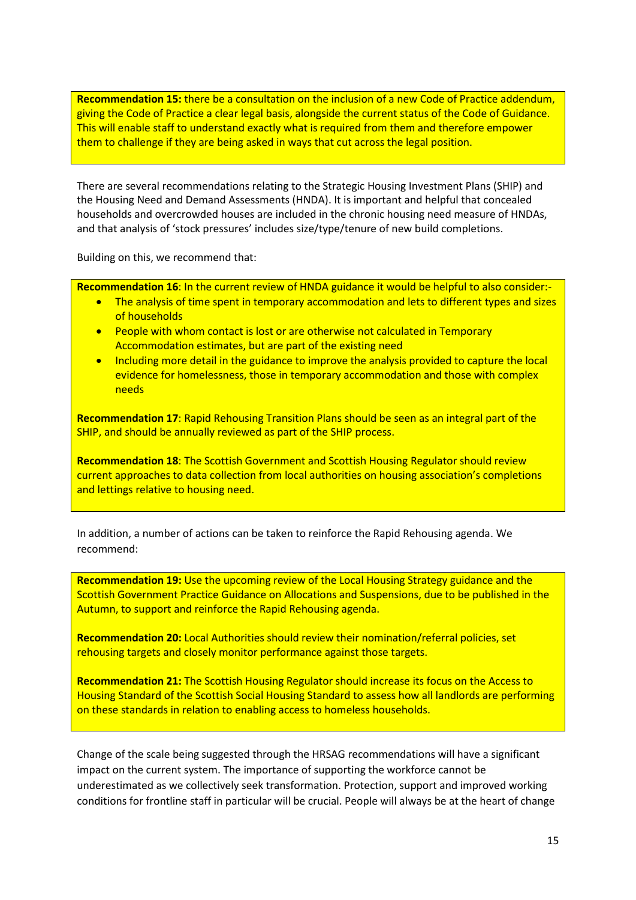**Recommendation 15:** there be a consultation on the inclusion of a new Code of Practice addendum, giving the Code of Practice a clear legal basis, alongside the current status of the Code of Guidance. This will enable staff to understand exactly what is required from them and therefore empower them to challenge if they are being asked in ways that cut across the legal position.

There are several recommendations relating to the Strategic Housing Investment Plans (SHIP) and the Housing Need and Demand Assessments (HNDA). It is important and helpful that concealed households and overcrowded houses are included in the chronic housing need measure of HNDAs, and that analysis of 'stock pressures' includes size/type/tenure of new build completions.

Building on this, we recommend that:

**Recommendation 16**: In the current review of HNDA guidance it would be helpful to also consider:-

- The analysis of time spent in temporary accommodation and lets to different types and sizes of households
- People with whom contact is lost or are otherwise not calculated in Temporary Accommodation estimates, but are part of the existing need
- Including more detail in the guidance to improve the analysis provided to capture the local evidence for homelessness, those in temporary accommodation and those with complex needs

**Recommendation 17**: Rapid Rehousing Transition Plans should be seen as an integral part of the SHIP, and should be annually reviewed as part of the SHIP process.

**Recommendation 18**: The Scottish Government and Scottish Housing Regulator should review current approaches to data collection from local authorities on housing association's completions and lettings relative to housing need.

In addition, a number of actions can be taken to reinforce the Rapid Rehousing agenda. We recommend:

**Recommendation 19:** Use the upcoming review of the Local Housing Strategy guidance and the Scottish Government Practice Guidance on Allocations and Suspensions, due to be published in the Autumn, to support and reinforce the Rapid Rehousing agenda.

**Recommendation 20:** Local Authorities should review their nomination/referral policies, set rehousing targets and closely monitor performance against those targets.

**Recommendation 21:** The Scottish Housing Regulator should increase its focus on the Access to Housing Standard of the Scottish Social Housing Standard to assess how all landlords are performing on these standards in relation to enabling access to homeless households.

Change of the scale being suggested through the HRSAG recommendations will have a significant impact on the current system. The importance of supporting the workforce cannot be underestimated as we collectively seek transformation. Protection, support and improved working conditions for frontline staff in particular will be crucial. People will always be at the heart of change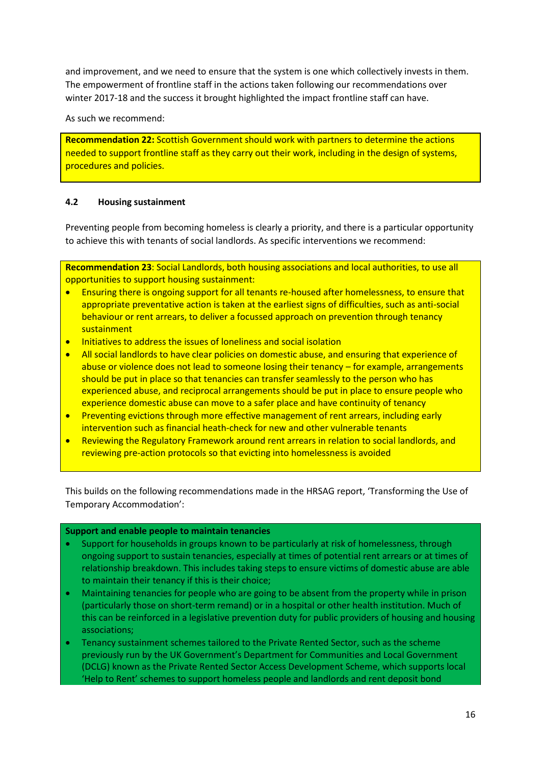and improvement, and we need to ensure that the system is one which collectively invests in them. The empowerment of frontline staff in the actions taken following our recommendations over winter 2017-18 and the success it brought highlighted the impact frontline staff can have.

As such we recommend:

> **Recommendation 22:** Scottish Government should work with partners to determine the actions needed to support frontline staff as they carry out their work, including in the design of systems, procedures and policies.

### 4.2 Housing sustainment

Preventing people from becoming homeless is clearly a priority, and there is a particular opportunity to achieve this with tenants of social landlords. As specific interventions we recommend:

> **Recommendation 23**: Social Landlords, both housing associations and local authorities, to use all opportunities to support housing sustainment:
>
> - Ensuring there is ongoing support for all tenants re-housed after homelessness, to ensure that appropriate preventative action is taken at the earliest signs of difficulties, such as anti-social behaviour or rent arrears, to deliver a focussed approach on prevention through tenancy sustainment
> - Initiatives to address the issues of loneliness and social isolation
> - All social landlords to have clear policies on domestic abuse, and ensuring that experience of abuse or violence does not lead to someone losing their tenancy – for example, arrangements should be put in place so that tenancies can transfer seamlessly to the person who has experienced abuse, and reciprocal arrangements should be put in place to ensure people who experience domestic abuse can move to a safer place and have continuity of tenancy
> - Preventing evictions through more effective management of rent arrears, including early intervention such as financial heath-check for new and other vulnerable tenants
> - Reviewing the Regulatory Framework around rent arrears in relation to social landlords, and reviewing pre-action protocols so that evicting into homelessness is avoided

This builds on the following recommendations made in the HRSAG report, 'Transforming the Use of Temporary Accommodation':

> **Support and enable people to maintain tenancies**
>
> - Support for households in groups known to be particularly at risk of homelessness, through ongoing support to sustain tenancies, especially at times of potential rent arrears or at times of relationship breakdown. This includes taking steps to ensure victims of domestic abuse are able to maintain their tenancy if this is their choice;
> - Maintaining tenancies for people who are going to be absent from the property while in prison (particularly those on short-term remand) or in a hospital or other health institution. Much of this can be reinforced in a legislative prevention duty for public providers of housing and housing associations;
> - Tenancy sustainment schemes tailored to the Private Rented Sector, such as the scheme previously run by the UK Government's Department for Communities and Local Government (DCLG) known as the Private Rented Sector Access Development Scheme, which supports local 'Help to Rent' schemes to support homeless people and landlords and rent deposit bond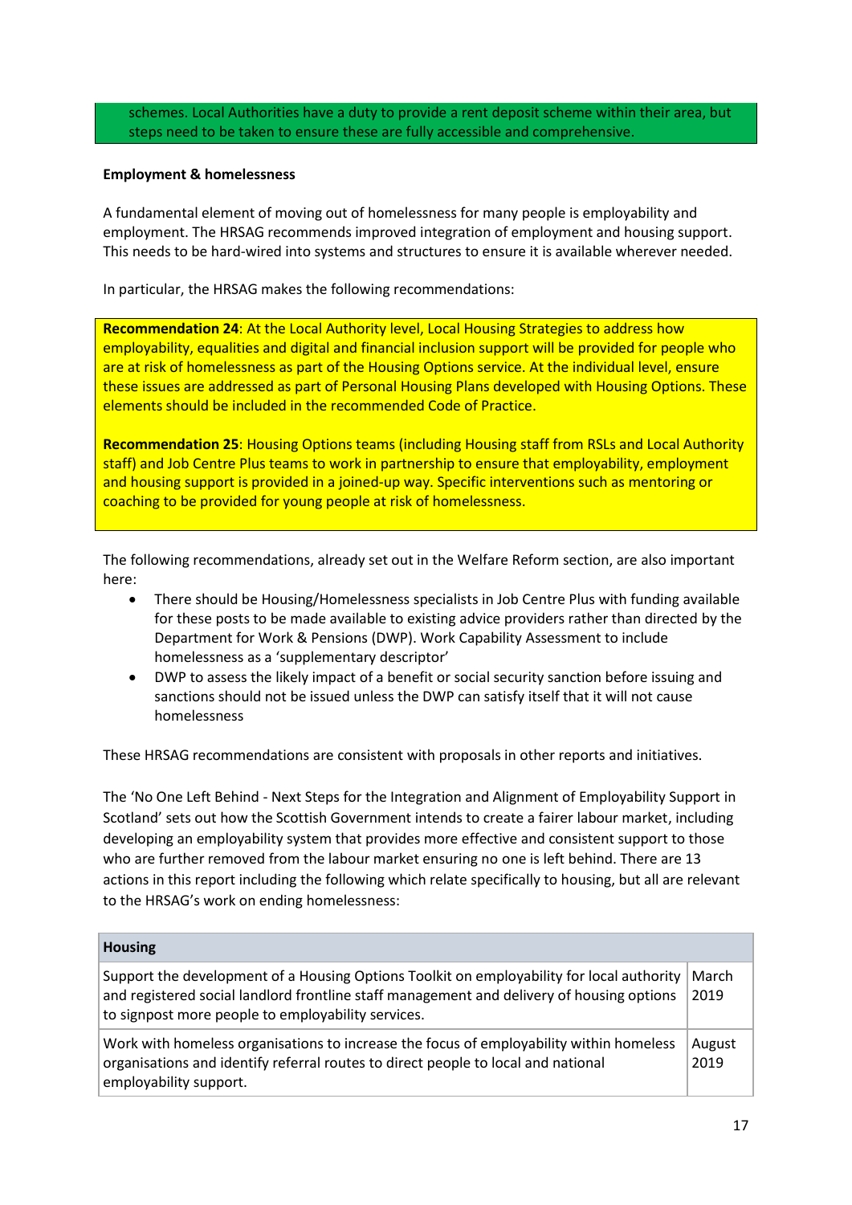schemes. Local Authorities have a duty to provide a rent deposit scheme within their area, but steps need to be taken to ensure these are fully accessible and comprehensive.

**Employment & homelessness**

A fundamental element of moving out of homelessness for many people is employability and employment. The HRSAG recommends improved integration of employment and housing support. This needs to be hard-wired into systems and structures to ensure it is available wherever needed.

In particular, the HRSAG makes the following recommendations:

**Recommendation 24**: At the Local Authority level, Local Housing Strategies to address how employability, equalities and digital and financial inclusion support will be provided for people who are at risk of homelessness as part of the Housing Options service. At the individual level, ensure these issues are addressed as part of Personal Housing Plans developed with Housing Options. These elements should be included in the recommended Code of Practice.

**Recommendation 25**: Housing Options teams (including Housing staff from RSLs and Local Authority staff) and Job Centre Plus teams to work in partnership to ensure that employability, employment and housing support is provided in a joined-up way. Specific interventions such as mentoring or coaching to be provided for young people at risk of homelessness.

The following recommendations, already set out in the Welfare Reform section, are also important here:

- There should be Housing/Homelessness specialists in Job Centre Plus with funding available for these posts to be made available to existing advice providers rather than directed by the Department for Work & Pensions (DWP). Work Capability Assessment to include homelessness as a 'supplementary descriptor'
- DWP to assess the likely impact of a benefit or social security sanction before issuing and sanctions should not be issued unless the DWP can satisfy itself that it will not cause homelessness

These HRSAG recommendations are consistent with proposals in other reports and initiatives.

The 'No One Left Behind - Next Steps for the Integration and Alignment of Employability Support in Scotland' sets out how the Scottish Government intends to create a fairer labour market, including developing an employability system that provides more effective and consistent support to those who are further removed from the labour market ensuring no one is left behind. There are 13 actions in this report including the following which relate specifically to housing, but all are relevant to the HRSAG's work on ending homelessness:

| **Housing** | |
|---|---|
| Support the development of a Housing Options Toolkit on employability for local authority and registered social landlord frontline staff management and delivery of housing options to signpost more people to employability services. | March 2019 |
| Work with homeless organisations to increase the focus of employability within homeless organisations and identify referral routes to direct people to local and national employability support. | August 2019 |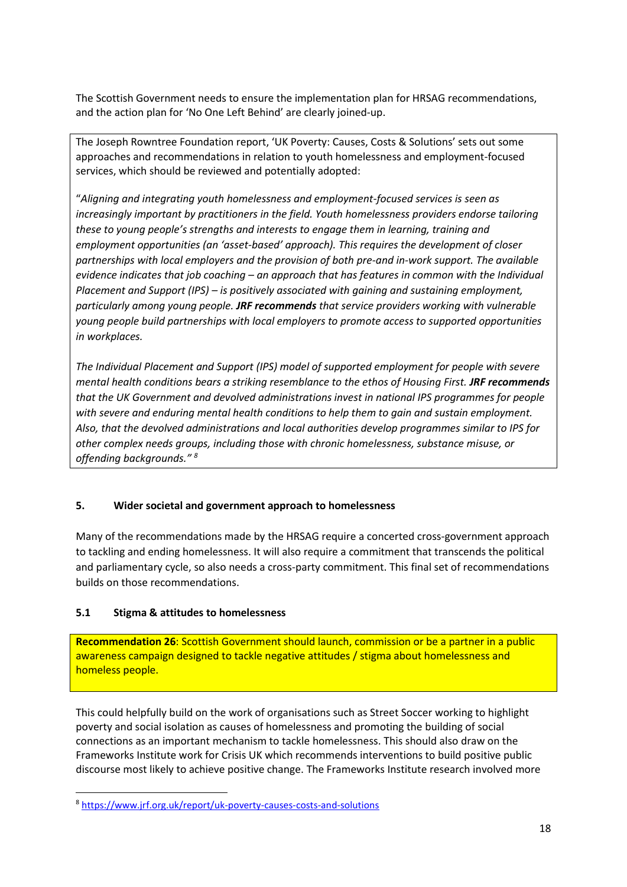The Scottish Government needs to ensure the implementation plan for HRSAG recommendations, and the action plan for 'No One Left Behind' are clearly joined-up.

The Joseph Rowntree Foundation report, 'UK Poverty: Causes, Costs & Solutions' sets out some approaches and recommendations in relation to youth homelessness and employment-focused services, which should be reviewed and potentially adopted:

"*Aligning and integrating youth homelessness and employment-focused services is seen as increasingly important by practitioners in the field. Youth homelessness providers endorse tailoring these to young people's strengths and interests to engage them in learning, training and employment opportunities (an 'asset-based' approach). This requires the development of closer partnerships with local employers and the provision of both pre-and in-work support. The available evidence indicates that job coaching – an approach that has features in common with the Individual Placement and Support (IPS) – is positively associated with gaining and sustaining employment, particularly among young people.* ***JRF recommends*** *that service providers working with vulnerable young people build partnerships with local employers to promote access to supported opportunities in workplaces.*

*The Individual Placement and Support (IPS) model of supported employment for people with severe mental health conditions bears a striking resemblance to the ethos of Housing First.* ***JRF recommends*** *that the UK Government and devolved administrations invest in national IPS programmes for people with severe and enduring mental health conditions to help them to gain and sustain employment. Also, that the devolved administrations and local authorities develop programmes similar to IPS for other complex needs groups, including those with chronic homelessness, substance misuse, or offending backgrounds."* [8]

## 5. Wider societal and government approach to homelessness

Many of the recommendations made by the HRSAG require a concerted cross-government approach to tackling and ending homelessness. It will also require a commitment that transcends the political and parliamentary cycle, so also needs a cross-party commitment. This final set of recommendations builds on those recommendations.

### 5.1 Stigma & attitudes to homelessness

**Recommendation 26**: Scottish Government should launch, commission or be a partner in a public awareness campaign designed to tackle negative attitudes / stigma about homelessness and homeless people.

This could helpfully build on the work of organisations such as Street Soccer working to highlight poverty and social isolation as causes of homelessness and promoting the building of social connections as an important mechanism to tackle homelessness. This should also draw on the Frameworks Institute work for Crisis UK which recommends interventions to build positive public discourse most likely to achieve positive change. The Frameworks Institute research involved more

[8] https://www.jrf.org.uk/report/uk-poverty-causes-costs-and-solutions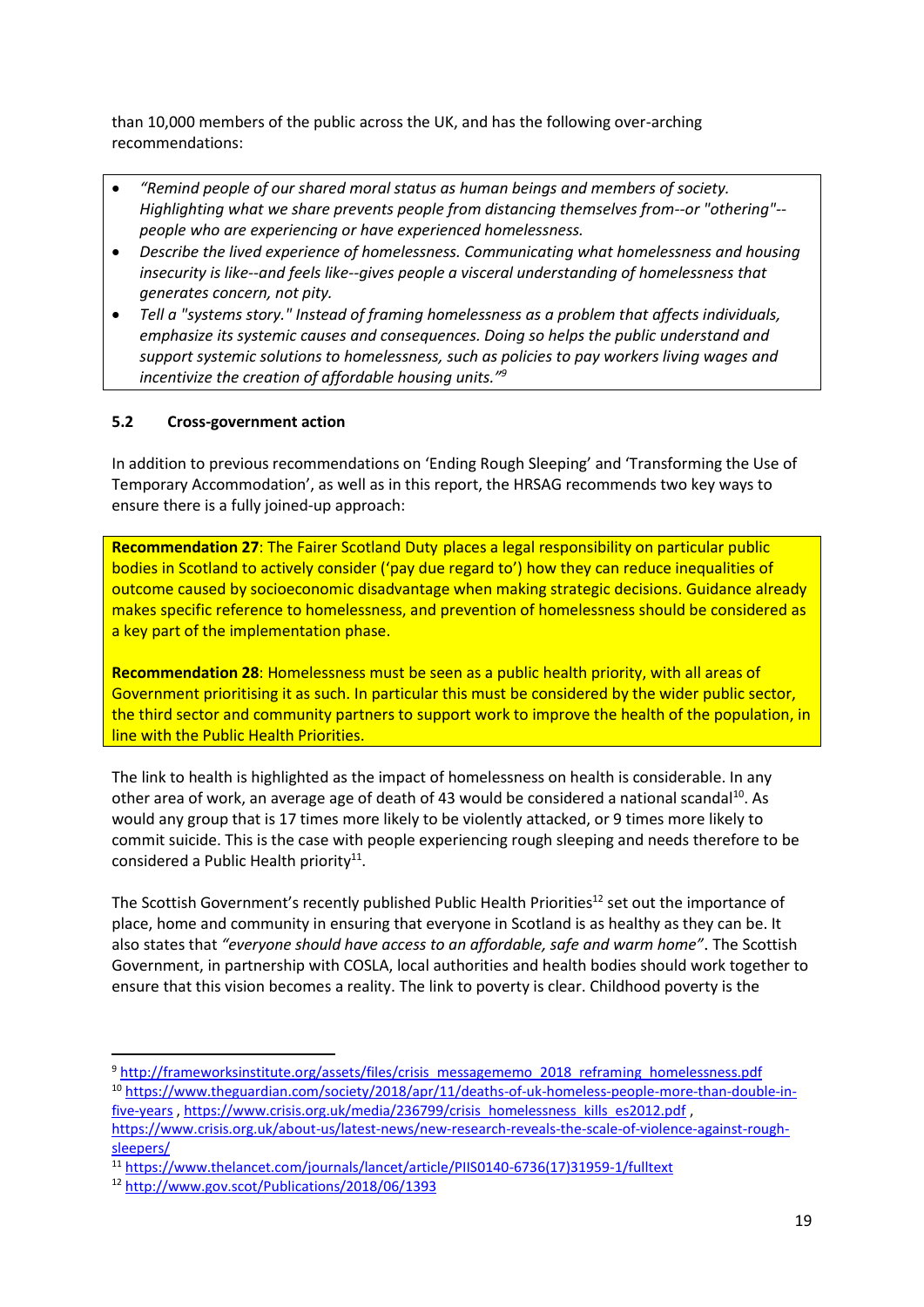than 10,000 members of the public across the UK, and has the following over-arching recommendations:

- *"Remind people of our shared moral status as human beings and members of society. Highlighting what we share prevents people from distancing themselves from--or "othering"--people who are experiencing or have experienced homelessness.*
- *Describe the lived experience of homelessness. Communicating what homelessness and housing insecurity is like--and feels like--gives people a visceral understanding of homelessness that generates concern, not pity.*
- *Tell a "systems story." Instead of framing homelessness as a problem that affects individuals, emphasize its systemic causes and consequences. Doing so helps the public understand and support systemic solutions to homelessness, such as policies to pay workers living wages and incentivize the creation of affordable housing units."*[9]

### 5.2 Cross-government action

In addition to previous recommendations on 'Ending Rough Sleeping' and 'Transforming the Use of Temporary Accommodation', as well as in this report, the HRSAG recommends two key ways to ensure there is a fully joined-up approach:

**Recommendation 27**: The Fairer Scotland Duty places a legal responsibility on particular public bodies in Scotland to actively consider ('pay due regard to') how they can reduce inequalities of outcome caused by socioeconomic disadvantage when making strategic decisions. Guidance already makes specific reference to homelessness, and prevention of homelessness should be considered as a key part of the implementation phase.

**Recommendation 28**: Homelessness must be seen as a public health priority, with all areas of Government prioritising it as such. In particular this must be considered by the wider public sector, the third sector and community partners to support work to improve the health of the population, in line with the Public Health Priorities.

The link to health is highlighted as the impact of homelessness on health is considerable. In any other area of work, an average age of death of 43 would be considered a national scandal[10]. As would any group that is 17 times more likely to be violently attacked, or 9 times more likely to commit suicide. This is the case with people experiencing rough sleeping and needs therefore to be considered a Public Health priority[11].

The Scottish Government's recently published Public Health Priorities[12] set out the importance of place, home and community in ensuring that everyone in Scotland is as healthy as they can be. It also states that *"everyone should have access to an affordable, safe and warm home"*. The Scottish Government, in partnership with COSLA, local authorities and health bodies should work together to ensure that this vision becomes a reality. The link to poverty is clear. Childhood poverty is the

---

[9] http://frameworksinstitute.org/assets/files/crisis_messagememo_2018_reframing_homelessness.pdf

[10] https://www.theguardian.com/society/2018/apr/11/deaths-of-uk-homeless-people-more-than-double-in-five-years , https://www.crisis.org.uk/media/236799/crisis_homelessness_kills_es2012.pdf , https://www.crisis.org.uk/about-us/latest-news/new-research-reveals-the-scale-of-violence-against-rough-sleepers/

[11] https://www.thelancet.com/journals/lancet/article/PIIS0140-6736(17)31959-1/fulltext

[12] http://www.gov.scot/Publications/2018/06/1393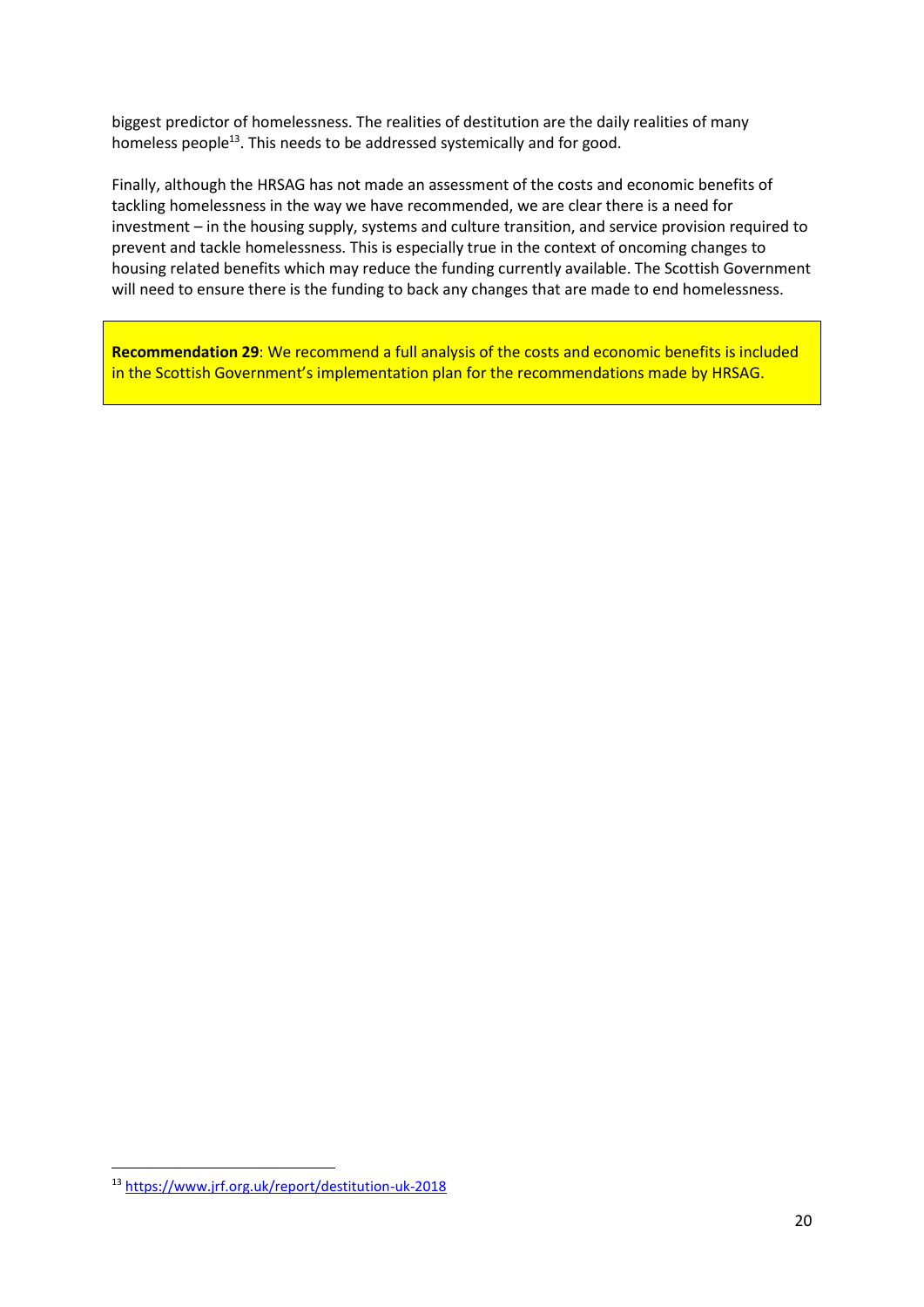biggest predictor of homelessness. The realities of destitution are the daily realities of many homeless people[13]. This needs to be addressed systemically and for good.

Finally, although the HRSAG has not made an assessment of the costs and economic benefits of tackling homelessness in the way we have recommended, we are clear there is a need for investment – in the housing supply, systems and culture transition, and service provision required to prevent and tackle homelessness. This is especially true in the context of oncoming changes to housing related benefits which may reduce the funding currently available. The Scottish Government will need to ensure there is the funding to back any changes that are made to end homelessness.

**Recommendation 29**: We recommend a full analysis of the costs and economic benefits is included in the Scottish Government's implementation plan for the recommendations made by HRSAG.

[13] https://www.jrf.org.uk/report/destitution-uk-2018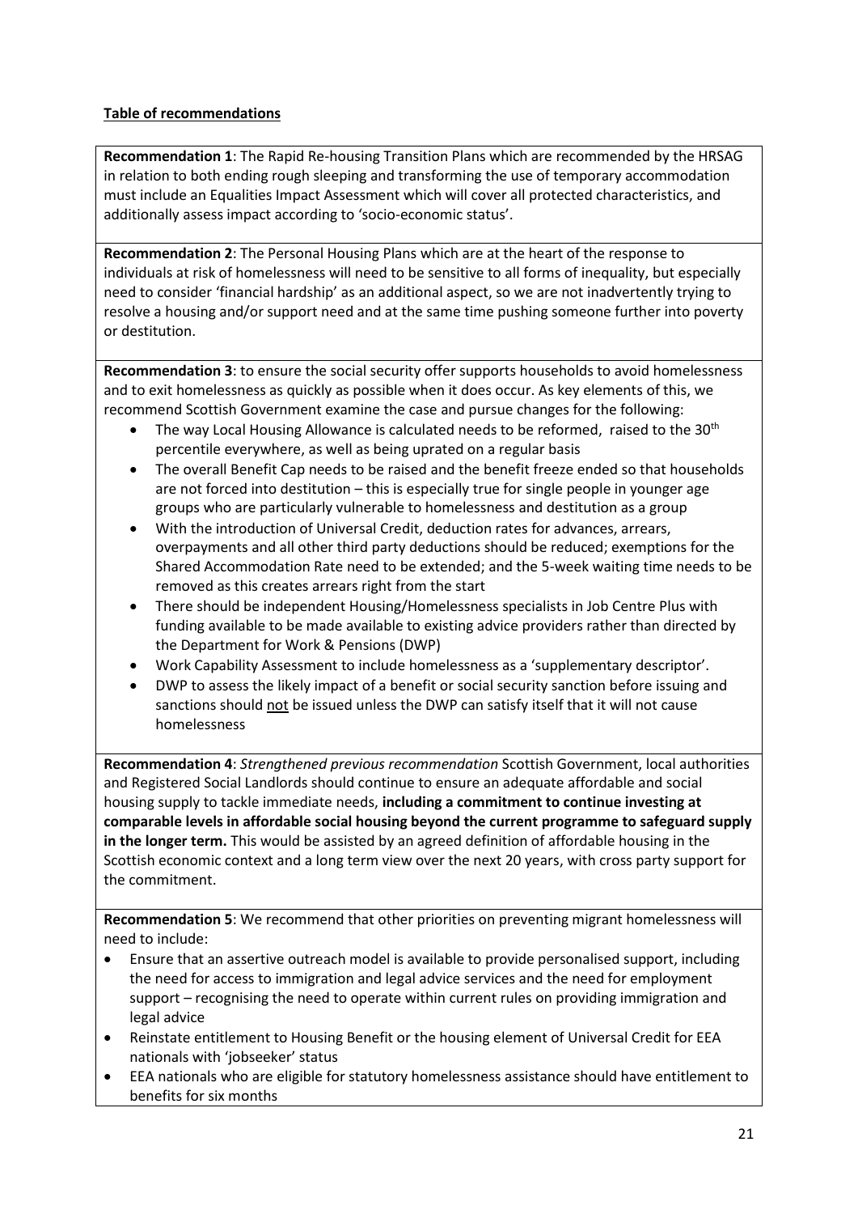**Table of recommendations**

**Recommendation 1**: The Rapid Re-housing Transition Plans which are recommended by the HRSAG in relation to both ending rough sleeping and transforming the use of temporary accommodation must include an Equalities Impact Assessment which will cover all protected characteristics, and additionally assess impact according to 'socio-economic status'.

**Recommendation 2**: The Personal Housing Plans which are at the heart of the response to individuals at risk of homelessness will need to be sensitive to all forms of inequality, but especially need to consider 'financial hardship' as an additional aspect, so we are not inadvertently trying to resolve a housing and/or support need and at the same time pushing someone further into poverty or destitution.

**Recommendation 3**: to ensure the social security offer supports households to avoid homelessness and to exit homelessness as quickly as possible when it does occur. As key elements of this, we recommend Scottish Government examine the case and pursue changes for the following:

- The way Local Housing Allowance is calculated needs to be reformed, raised to the 30th percentile everywhere, as well as being uprated on a regular basis
- The overall Benefit Cap needs to be raised and the benefit freeze ended so that households are not forced into destitution – this is especially true for single people in younger age groups who are particularly vulnerable to homelessness and destitution as a group
- With the introduction of Universal Credit, deduction rates for advances, arrears, overpayments and all other third party deductions should be reduced; exemptions for the Shared Accommodation Rate need to be extended; and the 5-week waiting time needs to be removed as this creates arrears right from the start
- There should be independent Housing/Homelessness specialists in Job Centre Plus with funding available to be made available to existing advice providers rather than directed by the Department for Work & Pensions (DWP)
- Work Capability Assessment to include homelessness as a 'supplementary descriptor'.
- DWP to assess the likely impact of a benefit or social security sanction before issuing and sanctions should not be issued unless the DWP can satisfy itself that it will not cause homelessness

**Recommendation 4**: *Strengthened previous recommendation* Scottish Government, local authorities and Registered Social Landlords should continue to ensure an adequate affordable and social housing supply to tackle immediate needs, **including a commitment to continue investing at comparable levels in affordable social housing beyond the current programme to safeguard supply in the longer term.** This would be assisted by an agreed definition of affordable housing in the Scottish economic context and a long term view over the next 20 years, with cross party support for the commitment.

**Recommendation 5**: We recommend that other priorities on preventing migrant homelessness will need to include:

- Ensure that an assertive outreach model is available to provide personalised support, including the need for access to immigration and legal advice services and the need for employment support – recognising the need to operate within current rules on providing immigration and legal advice
- Reinstate entitlement to Housing Benefit or the housing element of Universal Credit for EEA nationals with 'jobseeker' status
- EEA nationals who are eligible for statutory homelessness assistance should have entitlement to benefits for six months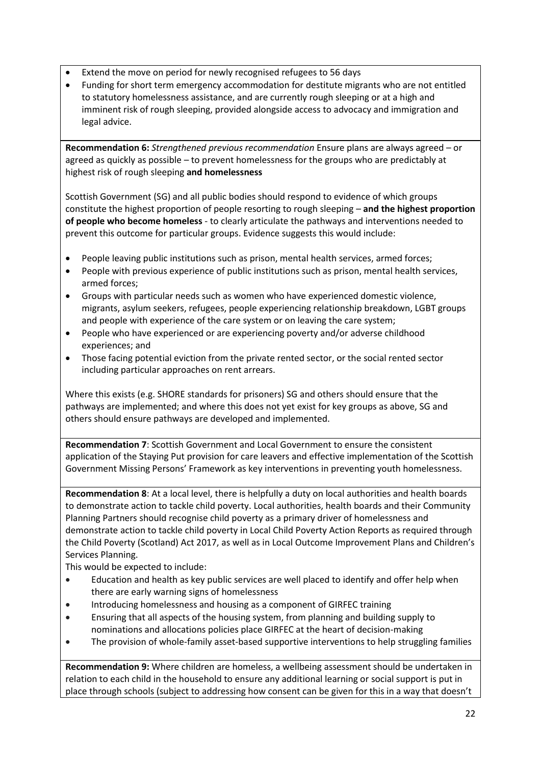- Extend the move on period for newly recognised refugees to 56 days
- Funding for short term emergency accommodation for destitute migrants who are not entitled to statutory homelessness assistance, and are currently rough sleeping or at a high and imminent risk of rough sleeping, provided alongside access to advocacy and immigration and legal advice.

**Recommendation 6:** *Strengthened previous recommendation* Ensure plans are always agreed – or agreed as quickly as possible – to prevent homelessness for the groups who are predictably at highest risk of rough sleeping **and homelessness**

Scottish Government (SG) and all public bodies should respond to evidence of which groups constitute the highest proportion of people resorting to rough sleeping – **and the highest proportion of people who become homeless** - to clearly articulate the pathways and interventions needed to prevent this outcome for particular groups. Evidence suggests this would include:

- People leaving public institutions such as prison, mental health services, armed forces;
- People with previous experience of public institutions such as prison, mental health services, armed forces;
- Groups with particular needs such as women who have experienced domestic violence, migrants, asylum seekers, refugees, people experiencing relationship breakdown, LGBT groups and people with experience of the care system or on leaving the care system;
- People who have experienced or are experiencing poverty and/or adverse childhood experiences; and
- Those facing potential eviction from the private rented sector, or the social rented sector including particular approaches on rent arrears.

Where this exists (e.g. SHORE standards for prisoners) SG and others should ensure that the pathways are implemented; and where this does not yet exist for key groups as above, SG and others should ensure pathways are developed and implemented.

**Recommendation 7**: Scottish Government and Local Government to ensure the consistent application of the Staying Put provision for care leavers and effective implementation of the Scottish Government Missing Persons' Framework as key interventions in preventing youth homelessness.

**Recommendation 8**: At a local level, there is helpfully a duty on local authorities and health boards to demonstrate action to tackle child poverty. Local authorities, health boards and their Community Planning Partners should recognise child poverty as a primary driver of homelessness and demonstrate action to tackle child poverty in Local Child Poverty Action Reports as required through the Child Poverty (Scotland) Act 2017, as well as in Local Outcome Improvement Plans and Children's Services Planning.

This would be expected to include:

- Education and health as key public services are well placed to identify and offer help when there are early warning signs of homelessness
- Introducing homelessness and housing as a component of GIRFEC training
- Ensuring that all aspects of the housing system, from planning and building supply to nominations and allocations policies place GIRFEC at the heart of decision-making
- The provision of whole-family asset-based supportive interventions to help struggling families

**Recommendation 9:** Where children are homeless, a wellbeing assessment should be undertaken in relation to each child in the household to ensure any additional learning or social support is put in place through schools (subject to addressing how consent can be given for this in a way that doesn't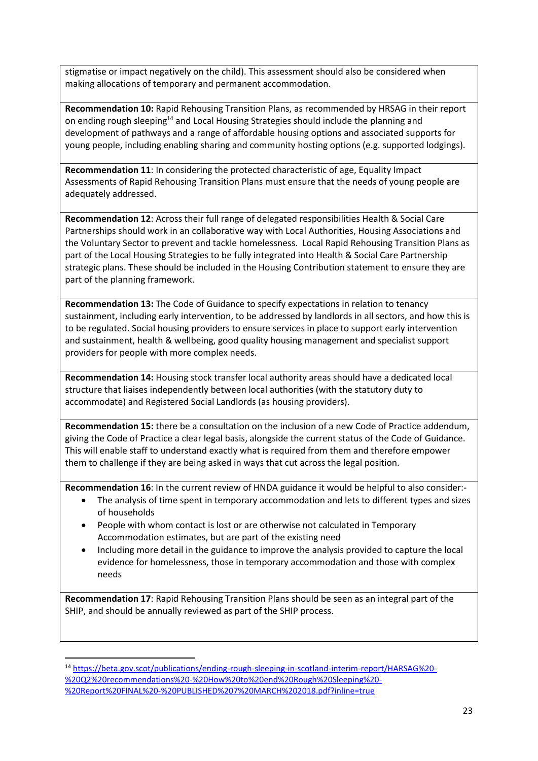stigmatise or impact negatively on the child). This assessment should also be considered when making allocations of temporary and permanent accommodation.

**Recommendation 10:** Rapid Rehousing Transition Plans, as recommended by HRSAG in their report on ending rough sleeping[14] and Local Housing Strategies should include the planning and development of pathways and a range of affordable housing options and associated supports for young people, including enabling sharing and community hosting options (e.g. supported lodgings).

**Recommendation 11**: In considering the protected characteristic of age, Equality Impact Assessments of Rapid Rehousing Transition Plans must ensure that the needs of young people are adequately addressed.

**Recommendation 12**: Across their full range of delegated responsibilities Health & Social Care Partnerships should work in an collaborative way with Local Authorities, Housing Associations and the Voluntary Sector to prevent and tackle homelessness. Local Rapid Rehousing Transition Plans as part of the Local Housing Strategies to be fully integrated into Health & Social Care Partnership strategic plans. These should be included in the Housing Contribution statement to ensure they are part of the planning framework.

**Recommendation 13:** The Code of Guidance to specify expectations in relation to tenancy sustainment, including early intervention, to be addressed by landlords in all sectors, and how this is to be regulated. Social housing providers to ensure services in place to support early intervention and sustainment, health & wellbeing, good quality housing management and specialist support providers for people with more complex needs.

**Recommendation 14:** Housing stock transfer local authority areas should have a dedicated local structure that liaises independently between local authorities (with the statutory duty to accommodate) and Registered Social Landlords (as housing providers).

**Recommendation 15:** there be a consultation on the inclusion of a new Code of Practice addendum, giving the Code of Practice a clear legal basis, alongside the current status of the Code of Guidance. This will enable staff to understand exactly what is required from them and therefore empower them to challenge if they are being asked in ways that cut across the legal position.

**Recommendation 16**: In the current review of HNDA guidance it would be helpful to also consider:-

- The analysis of time spent in temporary accommodation and lets to different types and sizes of households
- People with whom contact is lost or are otherwise not calculated in Temporary Accommodation estimates, but are part of the existing need
- Including more detail in the guidance to improve the analysis provided to capture the local evidence for homelessness, those in temporary accommodation and those with complex needs

**Recommendation 17**: Rapid Rehousing Transition Plans should be seen as an integral part of the SHIP, and should be annually reviewed as part of the SHIP process.

[14] https://beta.gov.scot/publications/ending-rough-sleeping-in-scotland-interim-report/HARSAG%20-%20Q2%20recommendations%20-%20How%20to%20end%20Rough%20Sleeping%20-%20Report%20FINAL%20-%20PUBLISHED%207%20MARCH%202018.pdf?inline=true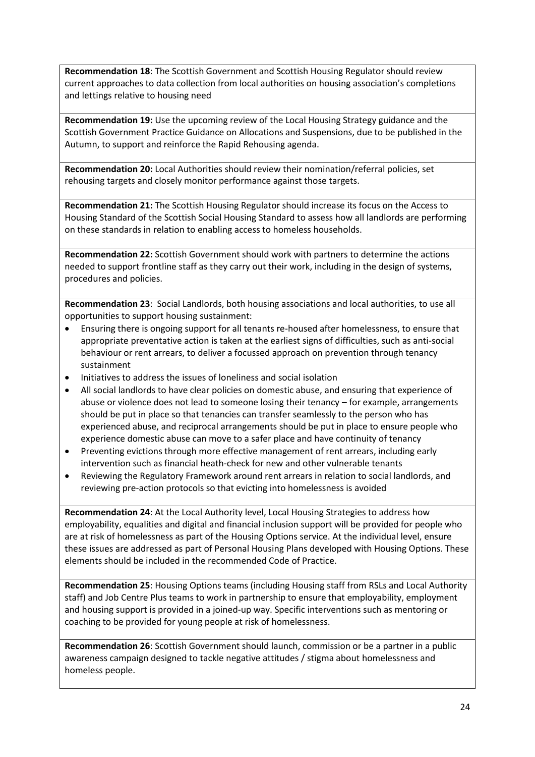**Recommendation 18**: The Scottish Government and Scottish Housing Regulator should review current approaches to data collection from local authorities on housing association's completions and lettings relative to housing need

**Recommendation 19:** Use the upcoming review of the Local Housing Strategy guidance and the Scottish Government Practice Guidance on Allocations and Suspensions, due to be published in the Autumn, to support and reinforce the Rapid Rehousing agenda.

**Recommendation 20:** Local Authorities should review their nomination/referral policies, set rehousing targets and closely monitor performance against those targets.

**Recommendation 21:** The Scottish Housing Regulator should increase its focus on the Access to Housing Standard of the Scottish Social Housing Standard to assess how all landlords are performing on these standards in relation to enabling access to homeless households.

**Recommendation 22:** Scottish Government should work with partners to determine the actions needed to support frontline staff as they carry out their work, including in the design of systems, procedures and policies.

**Recommendation 23**: Social Landlords, both housing associations and local authorities, to use all opportunities to support housing sustainment:

- Ensuring there is ongoing support for all tenants re-housed after homelessness, to ensure that appropriate preventative action is taken at the earliest signs of difficulties, such as anti-social behaviour or rent arrears, to deliver a focussed approach on prevention through tenancy sustainment
- Initiatives to address the issues of loneliness and social isolation
- All social landlords to have clear policies on domestic abuse, and ensuring that experience of abuse or violence does not lead to someone losing their tenancy – for example, arrangements should be put in place so that tenancies can transfer seamlessly to the person who has experienced abuse, and reciprocal arrangements should be put in place to ensure people who experience domestic abuse can move to a safer place and have continuity of tenancy
- Preventing evictions through more effective management of rent arrears, including early intervention such as financial heath-check for new and other vulnerable tenants
- Reviewing the Regulatory Framework around rent arrears in relation to social landlords, and reviewing pre-action protocols so that evicting into homelessness is avoided

**Recommendation 24**: At the Local Authority level, Local Housing Strategies to address how employability, equalities and digital and financial inclusion support will be provided for people who are at risk of homelessness as part of the Housing Options service. At the individual level, ensure these issues are addressed as part of Personal Housing Plans developed with Housing Options. These elements should be included in the recommended Code of Practice.

**Recommendation 25**: Housing Options teams (including Housing staff from RSLs and Local Authority staff) and Job Centre Plus teams to work in partnership to ensure that employability, employment and housing support is provided in a joined-up way. Specific interventions such as mentoring or coaching to be provided for young people at risk of homelessness.

**Recommendation 26**: Scottish Government should launch, commission or be a partner in a public awareness campaign designed to tackle negative attitudes / stigma about homelessness and homeless people.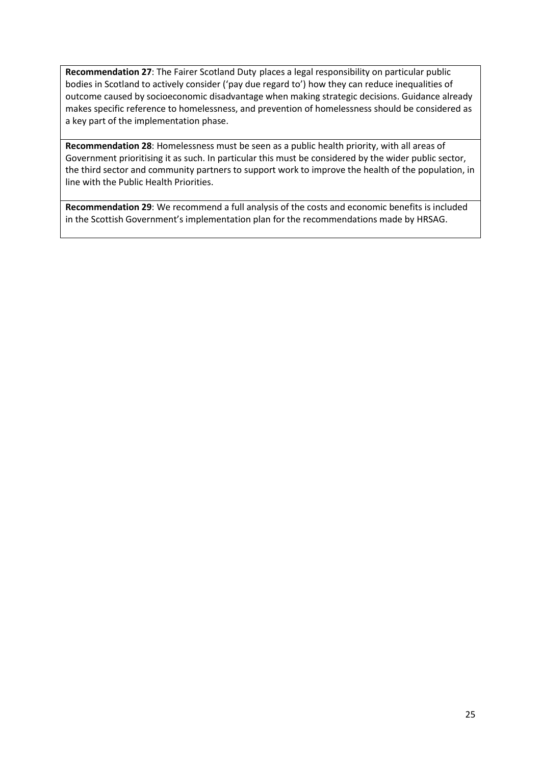**Recommendation 27**: The Fairer Scotland Duty places a legal responsibility on particular public bodies in Scotland to actively consider ('pay due regard to') how they can reduce inequalities of outcome caused by socioeconomic disadvantage when making strategic decisions. Guidance already makes specific reference to homelessness, and prevention of homelessness should be considered as a key part of the implementation phase.

**Recommendation 28**: Homelessness must be seen as a public health priority, with all areas of Government prioritising it as such. In particular this must be considered by the wider public sector, the third sector and community partners to support work to improve the health of the population, in line with the Public Health Priorities.

**Recommendation 29**: We recommend a full analysis of the costs and economic benefits is included in the Scottish Government's implementation plan for the recommendations made by HRSAG.